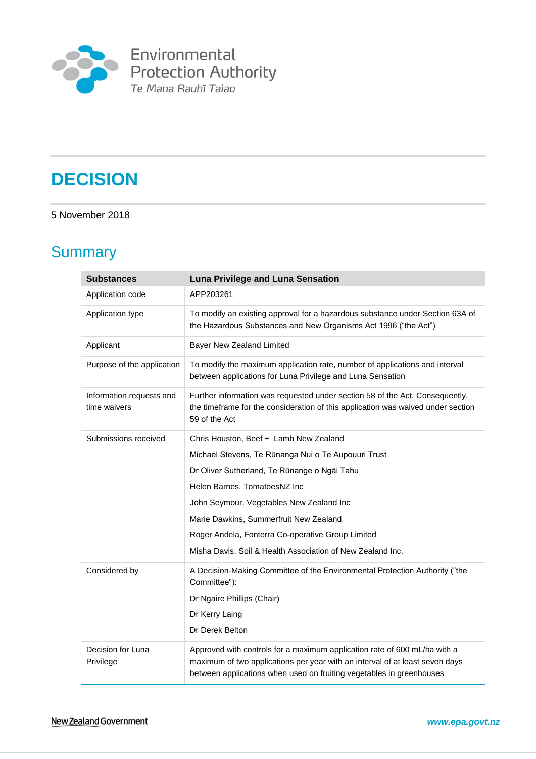Environmental Protection Authority
Te Mana Rauhī Taiao

# DECISION

5 November 2018

## Summary

| Substances | Luna Privilege and Luna Sensation |
|---|---|
| Application code | APP203261 |
| Application type | To modify an existing approval for a hazardous substance under Section 63A of the Hazardous Substances and New Organisms Act 1996 ("the Act") |
| Applicant | Bayer New Zealand Limited |
| Purpose of the application | To modify the maximum application rate, number of applications and interval between applications for Luna Privilege and Luna Sensation |
| Information requests and time waivers | Further information was requested under section 58 of the Act. Consequently, the timeframe for the consideration of this application was waived under section 59 of the Act |
| Submissions received | Chris Houston, Beef + Lamb New Zealand<br>Michael Stevens, Te Rūnanga Nui o Te Aupouuri Trust<br>Dr Oliver Sutherland, Te Rūnange o Ngāi Tahu<br>Helen Barnes, TomatoesNZ Inc<br>John Seymour, Vegetables New Zealand Inc<br>Marie Dawkins, Summerfruit New Zealand<br>Roger Andela, Fonterra Co-operative Group Limited<br>Misha Davis, Soil & Health Association of New Zealand Inc. |
| Considered by | A Decision-Making Committee of the Environmental Protection Authority ("the Committee"):<br>Dr Ngaire Phillips (Chair)<br>Dr Kerry Laing<br>Dr Derek Belton |
| Decision for Luna Privilege | Approved with controls for a maximum application rate of 600 mL/ha with a maximum of two applications per year with an interval of at least seven days between applications when used on fruiting vegetables in greenhouses |

New Zealand Government

www.epa.govt.nz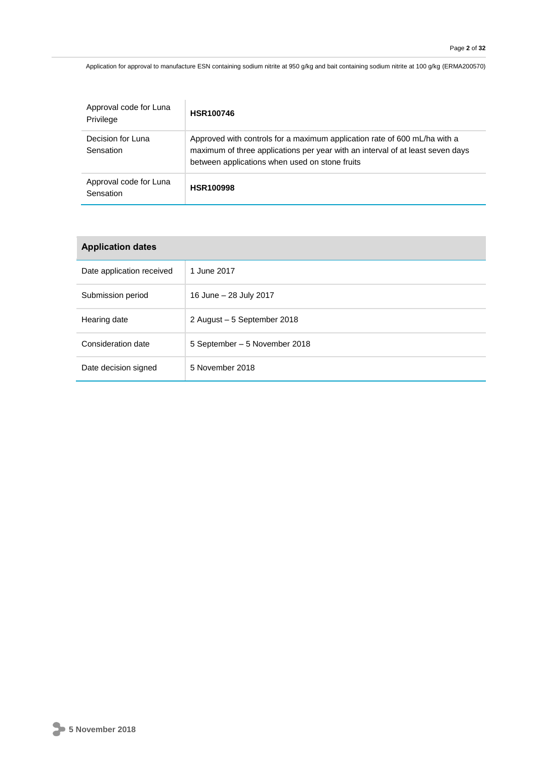| | |
|---|---|
| Approval code for Luna Privilege | **HSR100746** |
| Decision for Luna Sensation | Approved with controls for a maximum application rate of 600 mL/ha with a maximum of three applications per year with an interval of at least seven days between applications when used on stone fruits |
| Approval code for Luna Sensation | **HSR100998** |

| **Application dates** | |
|---|---|
| Date application received | 1 June 2017 |
| Submission period | 16 June – 28 July 2017 |
| Hearing date | 2 August – 5 September 2018 |
| Consideration date | 5 September – 5 November 2018 |
| Date decision signed | 5 November 2018 |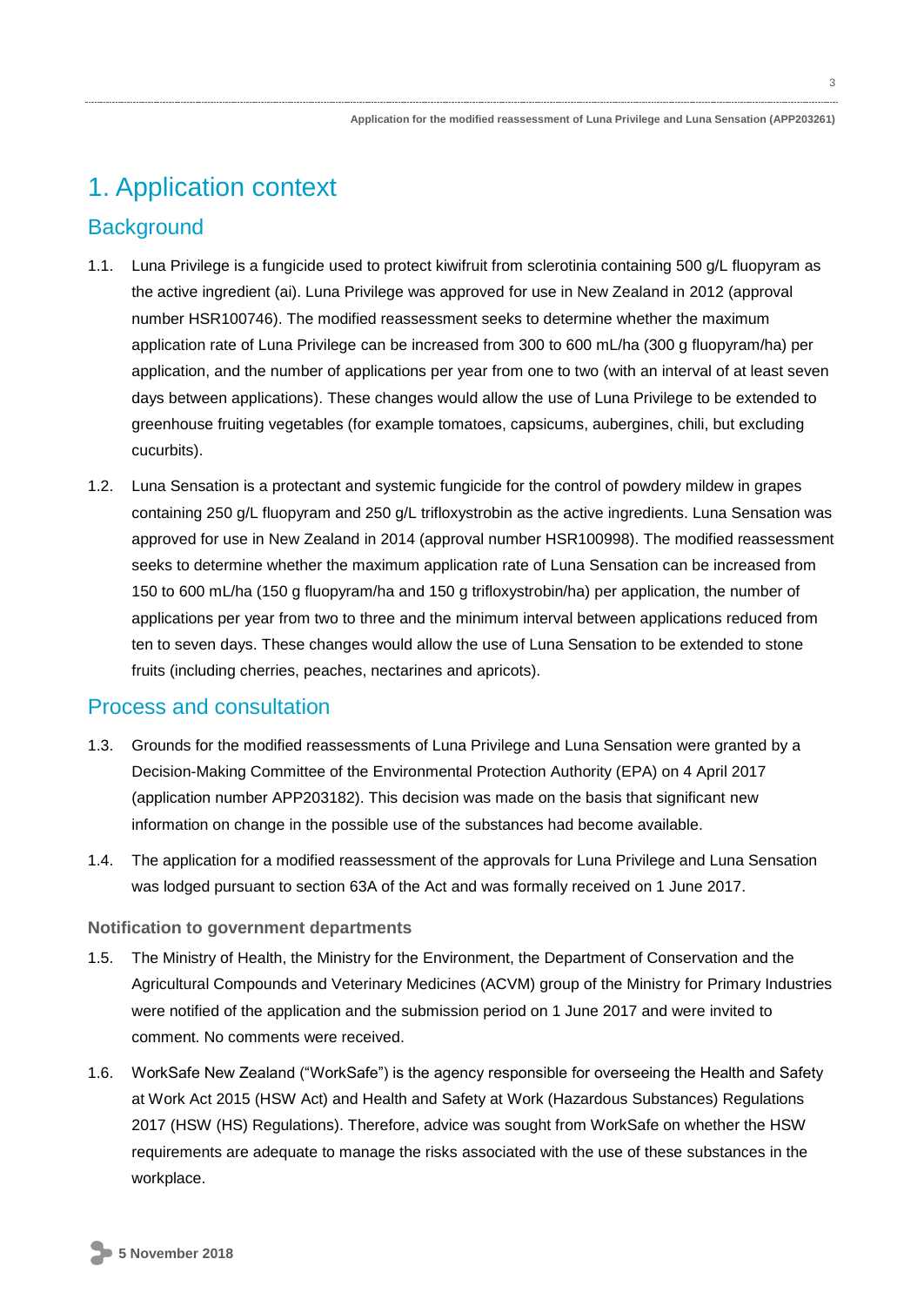# 1. Application context

## Background

1.1. Luna Privilege is a fungicide used to protect kiwifruit from sclerotinia containing 500 g/L fluopyram as the active ingredient (ai). Luna Privilege was approved for use in New Zealand in 2012 (approval number HSR100746). The modified reassessment seeks to determine whether the maximum application rate of Luna Privilege can be increased from 300 to 600 mL/ha (300 g fluopyram/ha) per application, and the number of applications per year from one to two (with an interval of at least seven days between applications). These changes would allow the use of Luna Privilege to be extended to greenhouse fruiting vegetables (for example tomatoes, capsicums, aubergines, chili, but excluding cucurbits).

1.2. Luna Sensation is a protectant and systemic fungicide for the control of powdery mildew in grapes containing 250 g/L fluopyram and 250 g/L trifloxystrobin as the active ingredients. Luna Sensation was approved for use in New Zealand in 2014 (approval number HSR100998). The modified reassessment seeks to determine whether the maximum application rate of Luna Sensation can be increased from 150 to 600 mL/ha (150 g fluopyram/ha and 150 g trifloxystrobin/ha) per application, the number of applications per year from two to three and the minimum interval between applications reduced from ten to seven days. These changes would allow the use of Luna Sensation to be extended to stone fruits (including cherries, peaches, nectarines and apricots).

## Process and consultation

1.3. Grounds for the modified reassessments of Luna Privilege and Luna Sensation were granted by a Decision-Making Committee of the Environmental Protection Authority (EPA) on 4 April 2017 (application number APP203182). This decision was made on the basis that significant new information on change in the possible use of the substances had become available.

1.4. The application for a modified reassessment of the approvals for Luna Privilege and Luna Sensation was lodged pursuant to section 63A of the Act and was formally received on 1 June 2017.

### Notification to government departments

1.5. The Ministry of Health, the Ministry for the Environment, the Department of Conservation and the Agricultural Compounds and Veterinary Medicines (ACVM) group of the Ministry for Primary Industries were notified of the application and the submission period on 1 June 2017 and were invited to comment. No comments were received.

1.6. WorkSafe New Zealand ("WorkSafe") is the agency responsible for overseeing the Health and Safety at Work Act 2015 (HSW Act) and Health and Safety at Work (Hazardous Substances) Regulations 2017 (HSW (HS) Regulations). Therefore, advice was sought from WorkSafe on whether the HSW requirements are adequate to manage the risks associated with the use of these substances in the workplace.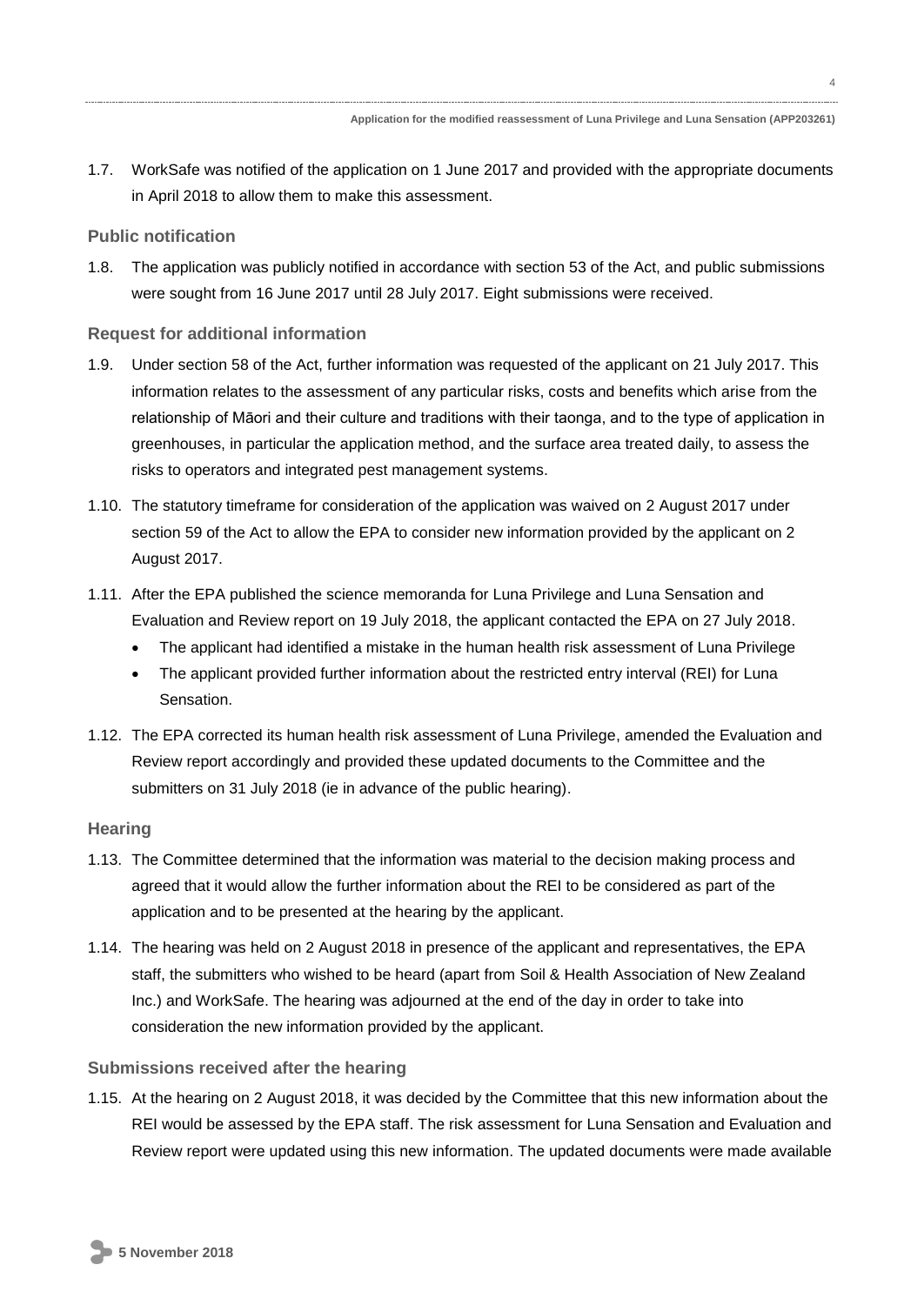1.7. WorkSafe was notified of the application on 1 June 2017 and provided with the appropriate documents in April 2018 to allow them to make this assessment.

### Public notification

1.8. The application was publicly notified in accordance with section 53 of the Act, and public submissions were sought from 16 June 2017 until 28 July 2017. Eight submissions were received.

### Request for additional information

1.9. Under section 58 of the Act, further information was requested of the applicant on 21 July 2017. This information relates to the assessment of any particular risks, costs and benefits which arise from the relationship of Māori and their culture and traditions with their taonga, and to the type of application in greenhouses, in particular the application method, and the surface area treated daily, to assess the risks to operators and integrated pest management systems.

1.10. The statutory timeframe for consideration of the application was waived on 2 August 2017 under section 59 of the Act to allow the EPA to consider new information provided by the applicant on 2 August 2017.

1.11. After the EPA published the science memoranda for Luna Privilege and Luna Sensation and Evaluation and Review report on 19 July 2018, the applicant contacted the EPA on 27 July 2018.

- The applicant had identified a mistake in the human health risk assessment of Luna Privilege
- The applicant provided further information about the restricted entry interval (REI) for Luna Sensation.

1.12. The EPA corrected its human health risk assessment of Luna Privilege, amended the Evaluation and Review report accordingly and provided these updated documents to the Committee and the submitters on 31 July 2018 (ie in advance of the public hearing).

### Hearing

1.13. The Committee determined that the information was material to the decision making process and agreed that it would allow the further information about the REI to be considered as part of the application and to be presented at the hearing by the applicant.

1.14. The hearing was held on 2 August 2018 in presence of the applicant and representatives, the EPA staff, the submitters who wished to be heard (apart from Soil & Health Association of New Zealand Inc.) and WorkSafe. The hearing was adjourned at the end of the day in order to take into consideration the new information provided by the applicant.

### Submissions received after the hearing

1.15. At the hearing on 2 August 2018, it was decided by the Committee that this new information about the REI would be assessed by the EPA staff. The risk assessment for Luna Sensation and Evaluation and Review report were updated using this new information. The updated documents were made available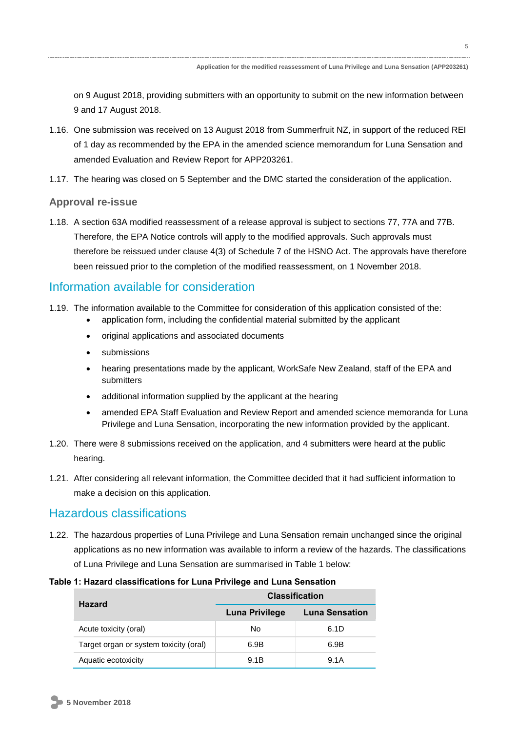on 9 August 2018, providing submitters with an opportunity to submit on the new information between 9 and 17 August 2018.

1.16. One submission was received on 13 August 2018 from Summerfruit NZ, in support of the reduced REI of 1 day as recommended by the EPA in the amended science memorandum for Luna Sensation and amended Evaluation and Review Report for APP203261.

1.17. The hearing was closed on 5 September and the DMC started the consideration of the application.

### Approval re-issue

1.18. A section 63A modified reassessment of a release approval is subject to sections 77, 77A and 77B. Therefore, the EPA Notice controls will apply to the modified approvals. Such approvals must therefore be reissued under clause 4(3) of Schedule 7 of the HSNO Act. The approvals have therefore been reissued prior to the completion of the modified reassessment, on 1 November 2018.

## Information available for consideration

1.19. The information available to the Committee for consideration of this application consisted of the:

- application form, including the confidential material submitted by the applicant
- original applications and associated documents
- submissions
- hearing presentations made by the applicant, WorkSafe New Zealand, staff of the EPA and submitters
- additional information supplied by the applicant at the hearing
- amended EPA Staff Evaluation and Review Report and amended science memoranda for Luna Privilege and Luna Sensation, incorporating the new information provided by the applicant.

1.20. There were 8 submissions received on the application, and 4 submitters were heard at the public hearing.

1.21. After considering all relevant information, the Committee decided that it had sufficient information to make a decision on this application.

## Hazardous classifications

1.22. The hazardous properties of Luna Privilege and Luna Sensation remain unchanged since the original applications as no new information was available to inform a review of the hazards. The classifications of Luna Privilege and Luna Sensation are summarised in Table 1 below:

**Table 1: Hazard classifications for Luna Privilege and Luna Sensation**

| Hazard | Classification | |
|---|---|---|
| | Luna Privilege | Luna Sensation |
| Acute toxicity (oral) | No | 6.1D |
| Target organ or system toxicity (oral) | 6.9B | 6.9B |
| Aquatic ecotoxicity | 9.1B | 9.1A |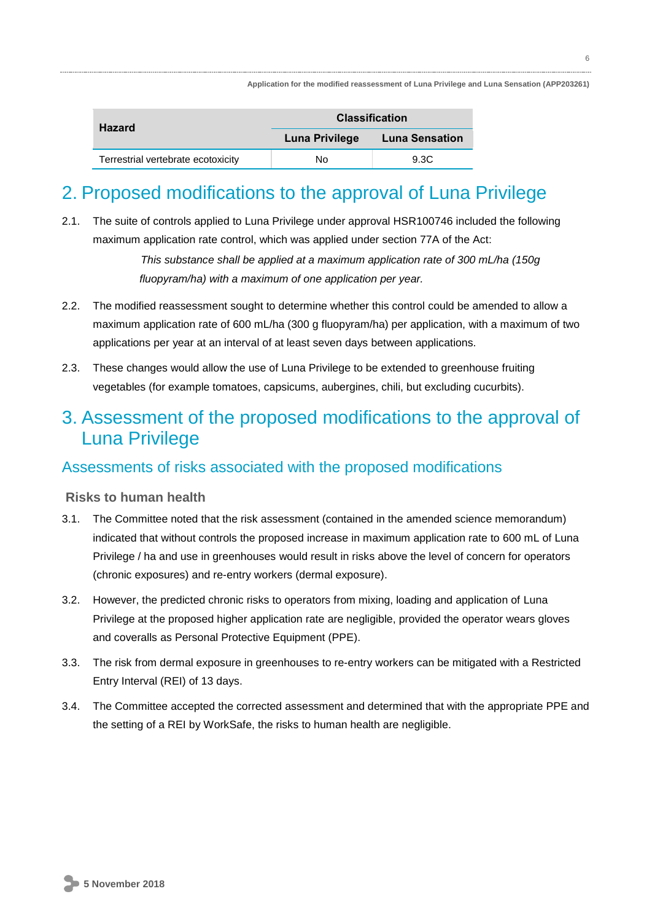| Hazard | Classification | |
|---|---|---|
| | Luna Privilege | Luna Sensation |
| Terrestrial vertebrate ecotoxicity | No | 9.3C |

# 2. Proposed modifications to the approval of Luna Privilege

2.1. The suite of controls applied to Luna Privilege under approval HSR100746 included the following maximum application rate control, which was applied under section 77A of the Act:

> *This substance shall be applied at a maximum application rate of 300 mL/ha (150g fluopyram/ha) with a maximum of one application per year.*

2.2. The modified reassessment sought to determine whether this control could be amended to allow a maximum application rate of 600 mL/ha (300 g fluopyram/ha) per application, with a maximum of two applications per year at an interval of at least seven days between applications.

2.3. These changes would allow the use of Luna Privilege to be extended to greenhouse fruiting vegetables (for example tomatoes, capsicums, aubergines, chili, but excluding cucurbits).

# 3. Assessment of the proposed modifications to the approval of Luna Privilege

## Assessments of risks associated with the proposed modifications

### Risks to human health

3.1. The Committee noted that the risk assessment (contained in the amended science memorandum) indicated that without controls the proposed increase in maximum application rate to 600 mL of Luna Privilege / ha and use in greenhouses would result in risks above the level of concern for operators (chronic exposures) and re-entry workers (dermal exposure).

3.2. However, the predicted chronic risks to operators from mixing, loading and application of Luna Privilege at the proposed higher application rate are negligible, provided the operator wears gloves and coveralls as Personal Protective Equipment (PPE).

3.3. The risk from dermal exposure in greenhouses to re-entry workers can be mitigated with a Restricted Entry Interval (REI) of 13 days.

3.4. The Committee accepted the corrected assessment and determined that with the appropriate PPE and the setting of a REI by WorkSafe, the risks to human health are negligible.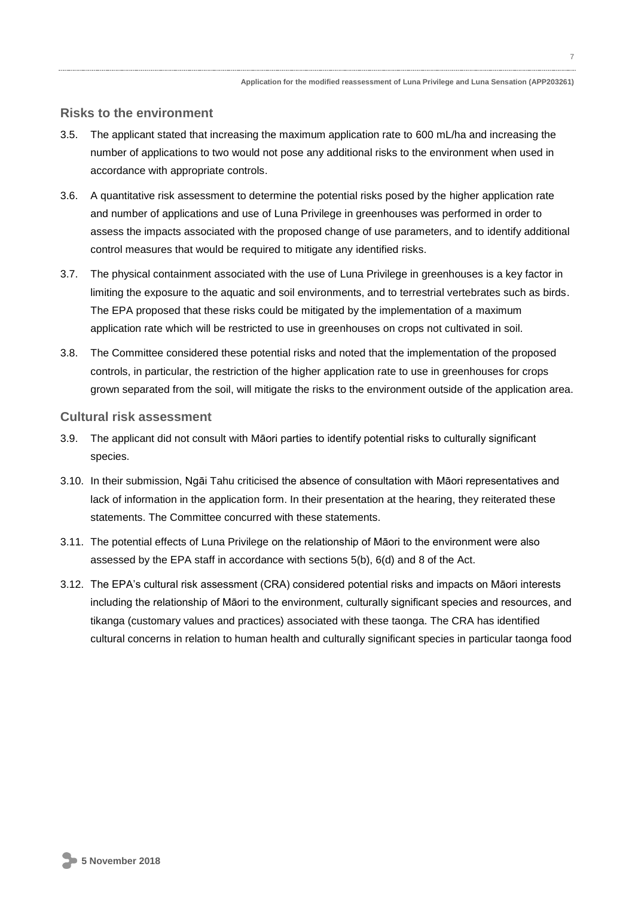## Risks to the environment

3.5. The applicant stated that increasing the maximum application rate to 600 mL/ha and increasing the number of applications to two would not pose any additional risks to the environment when used in accordance with appropriate controls.

3.6. A quantitative risk assessment to determine the potential risks posed by the higher application rate and number of applications and use of Luna Privilege in greenhouses was performed in order to assess the impacts associated with the proposed change of use parameters, and to identify additional control measures that would be required to mitigate any identified risks.

3.7. The physical containment associated with the use of Luna Privilege in greenhouses is a key factor in limiting the exposure to the aquatic and soil environments, and to terrestrial vertebrates such as birds. The EPA proposed that these risks could be mitigated by the implementation of a maximum application rate which will be restricted to use in greenhouses on crops not cultivated in soil.

3.8. The Committee considered these potential risks and noted that the implementation of the proposed controls, in particular, the restriction of the higher application rate to use in greenhouses for crops grown separated from the soil, will mitigate the risks to the environment outside of the application area.

## Cultural risk assessment

3.9. The applicant did not consult with Māori parties to identify potential risks to culturally significant species.

3.10. In their submission, Ngāi Tahu criticised the absence of consultation with Māori representatives and lack of information in the application form. In their presentation at the hearing, they reiterated these statements. The Committee concurred with these statements.

3.11. The potential effects of Luna Privilege on the relationship of Māori to the environment were also assessed by the EPA staff in accordance with sections 5(b), 6(d) and 8 of the Act.

3.12. The EPA's cultural risk assessment (CRA) considered potential risks and impacts on Māori interests including the relationship of Māori to the environment, culturally significant species and resources, and tikanga (customary values and practices) associated with these taonga. The CRA has identified cultural concerns in relation to human health and culturally significant species in particular taonga food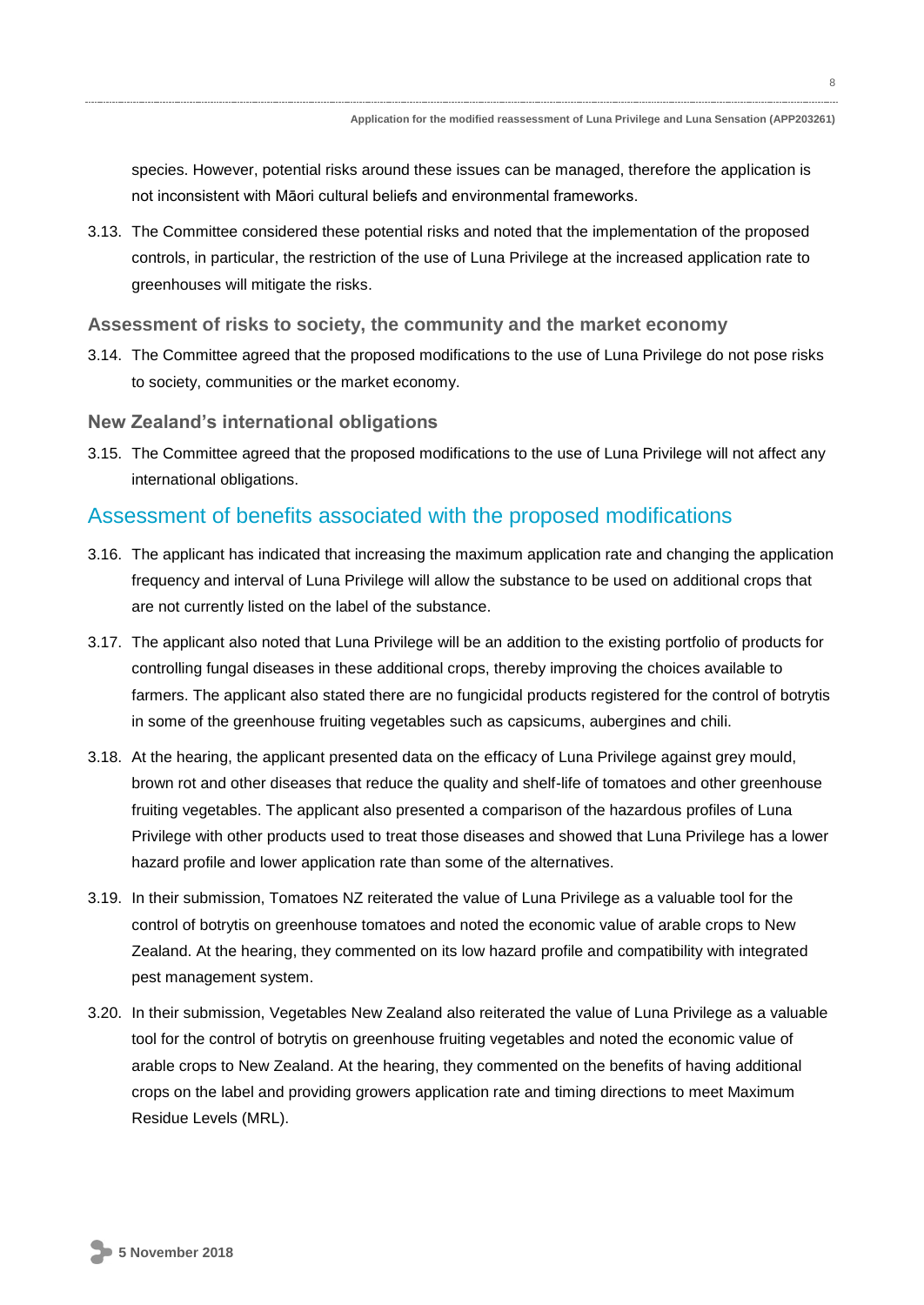species. However, potential risks around these issues can be managed, therefore the application is not inconsistent with Māori cultural beliefs and environmental frameworks.

3.13. The Committee considered these potential risks and noted that the implementation of the proposed controls, in particular, the restriction of the use of Luna Privilege at the increased application rate to greenhouses will mitigate the risks.

### Assessment of risks to society, the community and the market economy

3.14. The Committee agreed that the proposed modifications to the use of Luna Privilege do not pose risks to society, communities or the market economy.

### New Zealand's international obligations

3.15. The Committee agreed that the proposed modifications to the use of Luna Privilege will not affect any international obligations.

## Assessment of benefits associated with the proposed modifications

3.16. The applicant has indicated that increasing the maximum application rate and changing the application frequency and interval of Luna Privilege will allow the substance to be used on additional crops that are not currently listed on the label of the substance.

3.17. The applicant also noted that Luna Privilege will be an addition to the existing portfolio of products for controlling fungal diseases in these additional crops, thereby improving the choices available to farmers. The applicant also stated there are no fungicidal products registered for the control of botrytis in some of the greenhouse fruiting vegetables such as capsicums, aubergines and chili.

3.18. At the hearing, the applicant presented data on the efficacy of Luna Privilege against grey mould, brown rot and other diseases that reduce the quality and shelf-life of tomatoes and other greenhouse fruiting vegetables. The applicant also presented a comparison of the hazardous profiles of Luna Privilege with other products used to treat those diseases and showed that Luna Privilege has a lower hazard profile and lower application rate than some of the alternatives.

3.19. In their submission, Tomatoes NZ reiterated the value of Luna Privilege as a valuable tool for the control of botrytis on greenhouse tomatoes and noted the economic value of arable crops to New Zealand. At the hearing, they commented on its low hazard profile and compatibility with integrated pest management system.

3.20. In their submission, Vegetables New Zealand also reiterated the value of Luna Privilege as a valuable tool for the control of botrytis on greenhouse fruiting vegetables and noted the economic value of arable crops to New Zealand. At the hearing, they commented on the benefits of having additional crops on the label and providing growers application rate and timing directions to meet Maximum Residue Levels (MRL).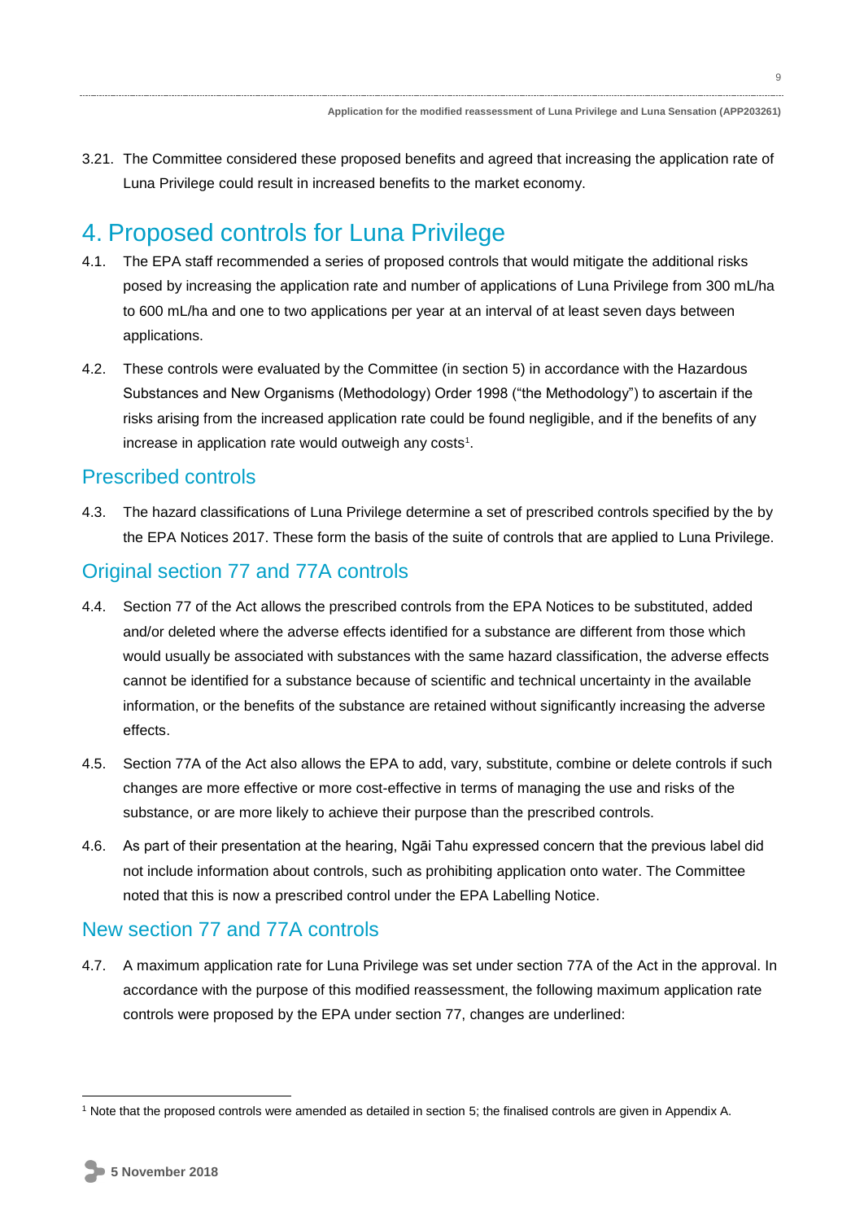3.21. The Committee considered these proposed benefits and agreed that increasing the application rate of Luna Privilege could result in increased benefits to the market economy.

# 4. Proposed controls for Luna Privilege

4.1. The EPA staff recommended a series of proposed controls that would mitigate the additional risks posed by increasing the application rate and number of applications of Luna Privilege from 300 mL/ha to 600 mL/ha and one to two applications per year at an interval of at least seven days between applications.

4.2. These controls were evaluated by the Committee (in section 5) in accordance with the Hazardous Substances and New Organisms (Methodology) Order 1998 ("the Methodology") to ascertain if the risks arising from the increased application rate could be found negligible, and if the benefits of any increase in application rate would outweigh any costs[1].

## Prescribed controls

4.3. The hazard classifications of Luna Privilege determine a set of prescribed controls specified by the by the EPA Notices 2017. These form the basis of the suite of controls that are applied to Luna Privilege.

## Original section 77 and 77A controls

4.4. Section 77 of the Act allows the prescribed controls from the EPA Notices to be substituted, added and/or deleted where the adverse effects identified for a substance are different from those which would usually be associated with substances with the same hazard classification, the adverse effects cannot be identified for a substance because of scientific and technical uncertainty in the available information, or the benefits of the substance are retained without significantly increasing the adverse effects.

4.5. Section 77A of the Act also allows the EPA to add, vary, substitute, combine or delete controls if such changes are more effective or more cost-effective in terms of managing the use and risks of the substance, or are more likely to achieve their purpose than the prescribed controls.

4.6. As part of their presentation at the hearing, Ngāi Tahu expressed concern that the previous label did not include information about controls, such as prohibiting application onto water. The Committee noted that this is now a prescribed control under the EPA Labelling Notice.

## New section 77 and 77A controls

4.7. A maximum application rate for Luna Privilege was set under section 77A of the Act in the approval. In accordance with the purpose of this modified reassessment, the following maximum application rate controls were proposed by the EPA under section 77, changes are underlined:

[1] Note that the proposed controls were amended as detailed in section 5; the finalised controls are given in Appendix A.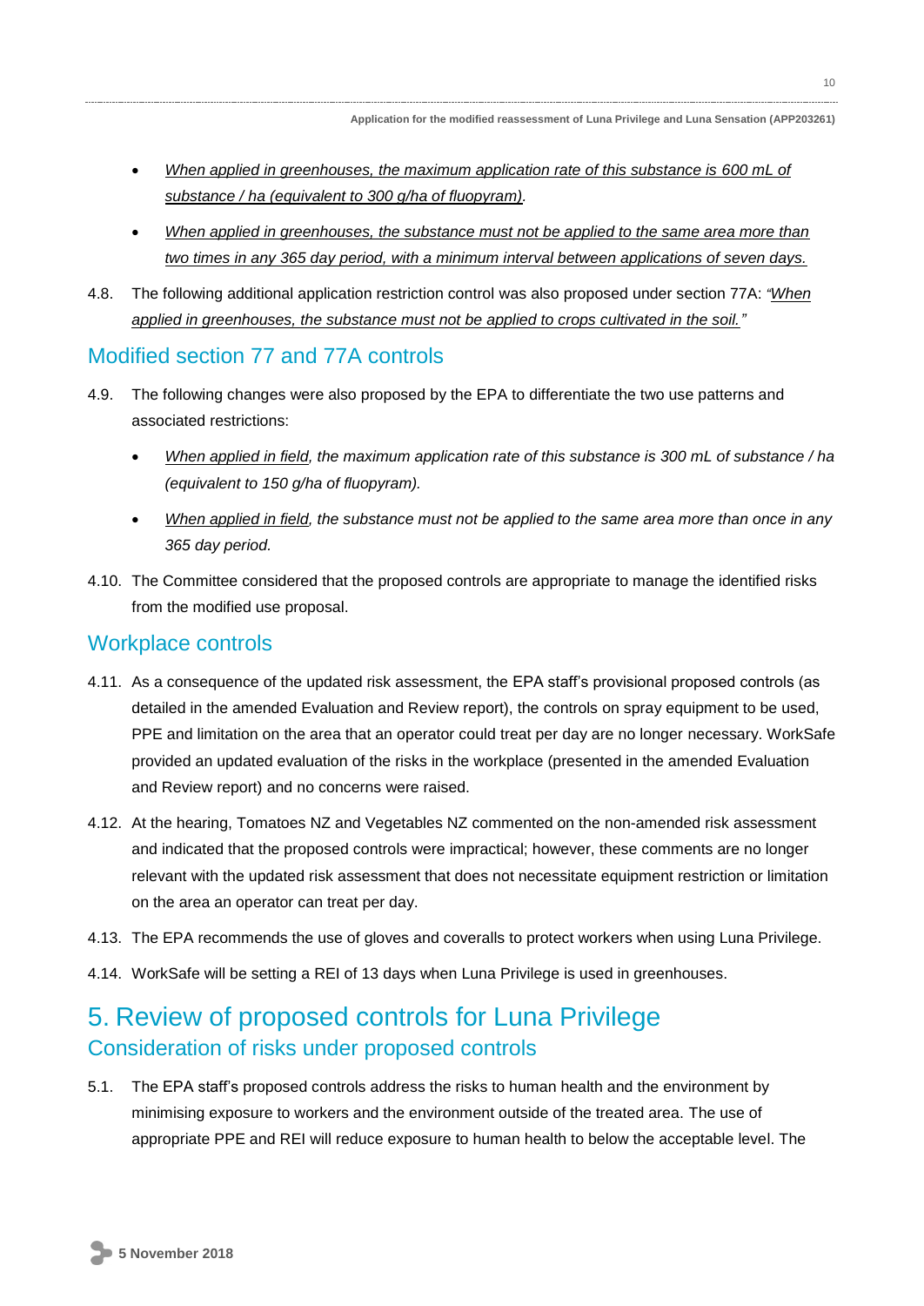- *When applied in greenhouses, the maximum application rate of this substance is 600 mL of substance / ha (equivalent to 300 g/ha of fluopyram).*

- *When applied in greenhouses, the substance must not be applied to the same area more than two times in any 365 day period, with a minimum interval between applications of seven days.*

4.8. The following additional application restriction control was also proposed under section 77A: *"When applied in greenhouses, the substance must not be applied to crops cultivated in the soil."*

## Modified section 77 and 77A controls

4.9. The following changes were also proposed by the EPA to differentiate the two use patterns and associated restrictions:

- *When applied in field, the maximum application rate of this substance is 300 mL of substance / ha (equivalent to 150 g/ha of fluopyram).*

- *When applied in field, the substance must not be applied to the same area more than once in any 365 day period.*

4.10. The Committee considered that the proposed controls are appropriate to manage the identified risks from the modified use proposal.

## Workplace controls

4.11. As a consequence of the updated risk assessment, the EPA staff's provisional proposed controls (as detailed in the amended Evaluation and Review report), the controls on spray equipment to be used, PPE and limitation on the area that an operator could treat per day are no longer necessary. WorkSafe provided an updated evaluation of the risks in the workplace (presented in the amended Evaluation and Review report) and no concerns were raised.

4.12. At the hearing, Tomatoes NZ and Vegetables NZ commented on the non-amended risk assessment and indicated that the proposed controls were impractical; however, these comments are no longer relevant with the updated risk assessment that does not necessitate equipment restriction or limitation on the area an operator can treat per day.

4.13. The EPA recommends the use of gloves and coveralls to protect workers when using Luna Privilege.

4.14. WorkSafe will be setting a REI of 13 days when Luna Privilege is used in greenhouses.

# 5. Review of proposed controls for Luna Privilege

## Consideration of risks under proposed controls

5.1. The EPA staff's proposed controls address the risks to human health and the environment by minimising exposure to workers and the environment outside of the treated area. The use of appropriate PPE and REI will reduce exposure to human health to below the acceptable level. The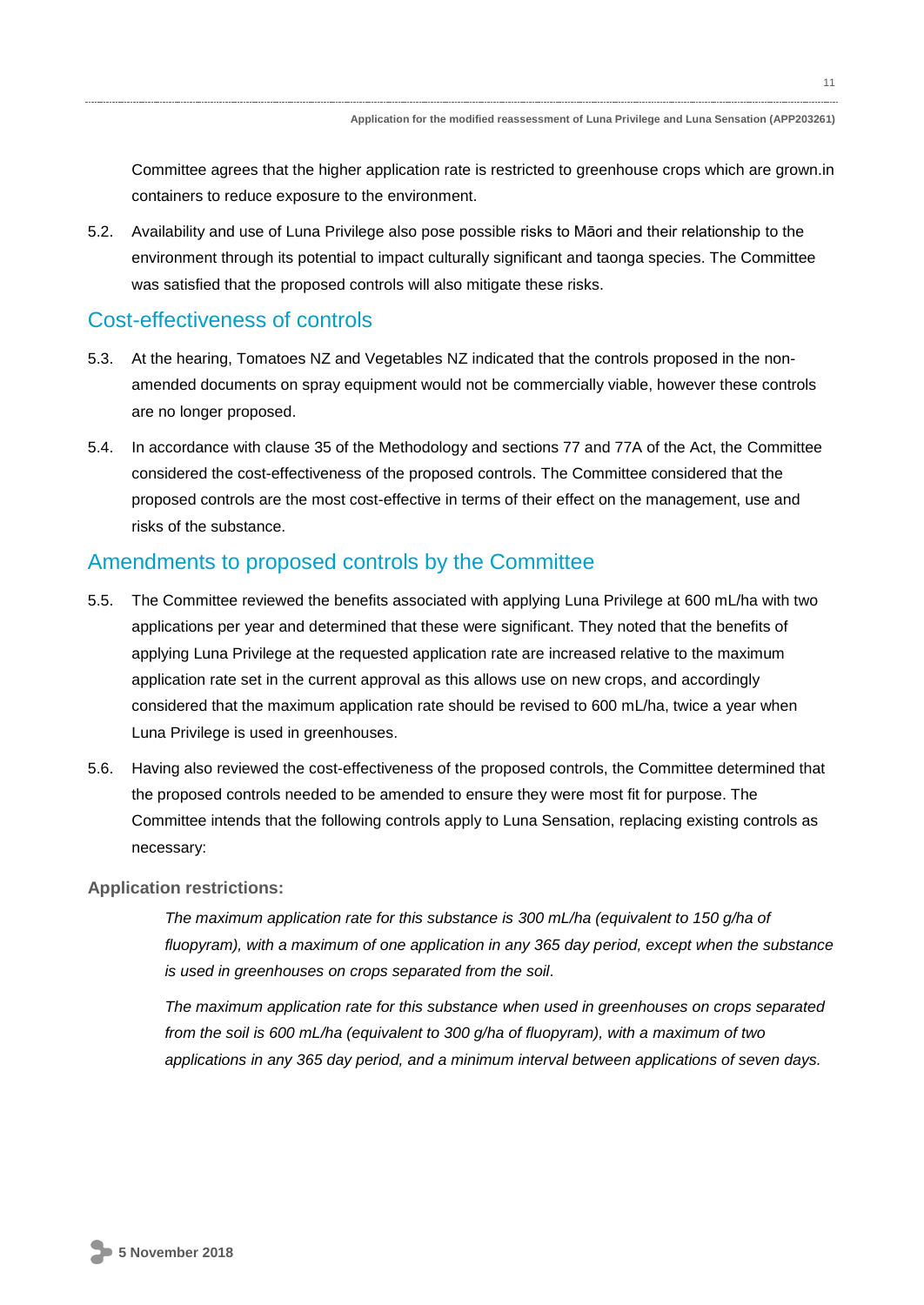Committee agrees that the higher application rate is restricted to greenhouse crops which are grown.in containers to reduce exposure to the environment.

5.2. Availability and use of Luna Privilege also pose possible risks to Māori and their relationship to the environment through its potential to impact culturally significant and taonga species. The Committee was satisfied that the proposed controls will also mitigate these risks.

## Cost-effectiveness of controls

5.3. At the hearing, Tomatoes NZ and Vegetables NZ indicated that the controls proposed in the non-amended documents on spray equipment would not be commercially viable, however these controls are no longer proposed.

5.4. In accordance with clause 35 of the Methodology and sections 77 and 77A of the Act, the Committee considered the cost-effectiveness of the proposed controls. The Committee considered that the proposed controls are the most cost-effective in terms of their effect on the management, use and risks of the substance.

## Amendments to proposed controls by the Committee

5.5. The Committee reviewed the benefits associated with applying Luna Privilege at 600 mL/ha with two applications per year and determined that these were significant. They noted that the benefits of applying Luna Privilege at the requested application rate are increased relative to the maximum application rate set in the current approval as this allows use on new crops, and accordingly considered that the maximum application rate should be revised to 600 mL/ha, twice a year when Luna Privilege is used in greenhouses.

5.6. Having also reviewed the cost-effectiveness of the proposed controls, the Committee determined that the proposed controls needed to be amended to ensure they were most fit for purpose. The Committee intends that the following controls apply to Luna Sensation, replacing existing controls as necessary:

**Application restrictions:**

*The maximum application rate for this substance is 300 mL/ha (equivalent to 150 g/ha of fluopyram), with a maximum of one application in any 365 day period, except when the substance is used in greenhouses on crops separated from the soil*.

*The maximum application rate for this substance when used in greenhouses on crops separated from the soil is 600 mL/ha (equivalent to 300 g/ha of fluopyram), with a maximum of two applications in any 365 day period, and a minimum interval between applications of seven days.*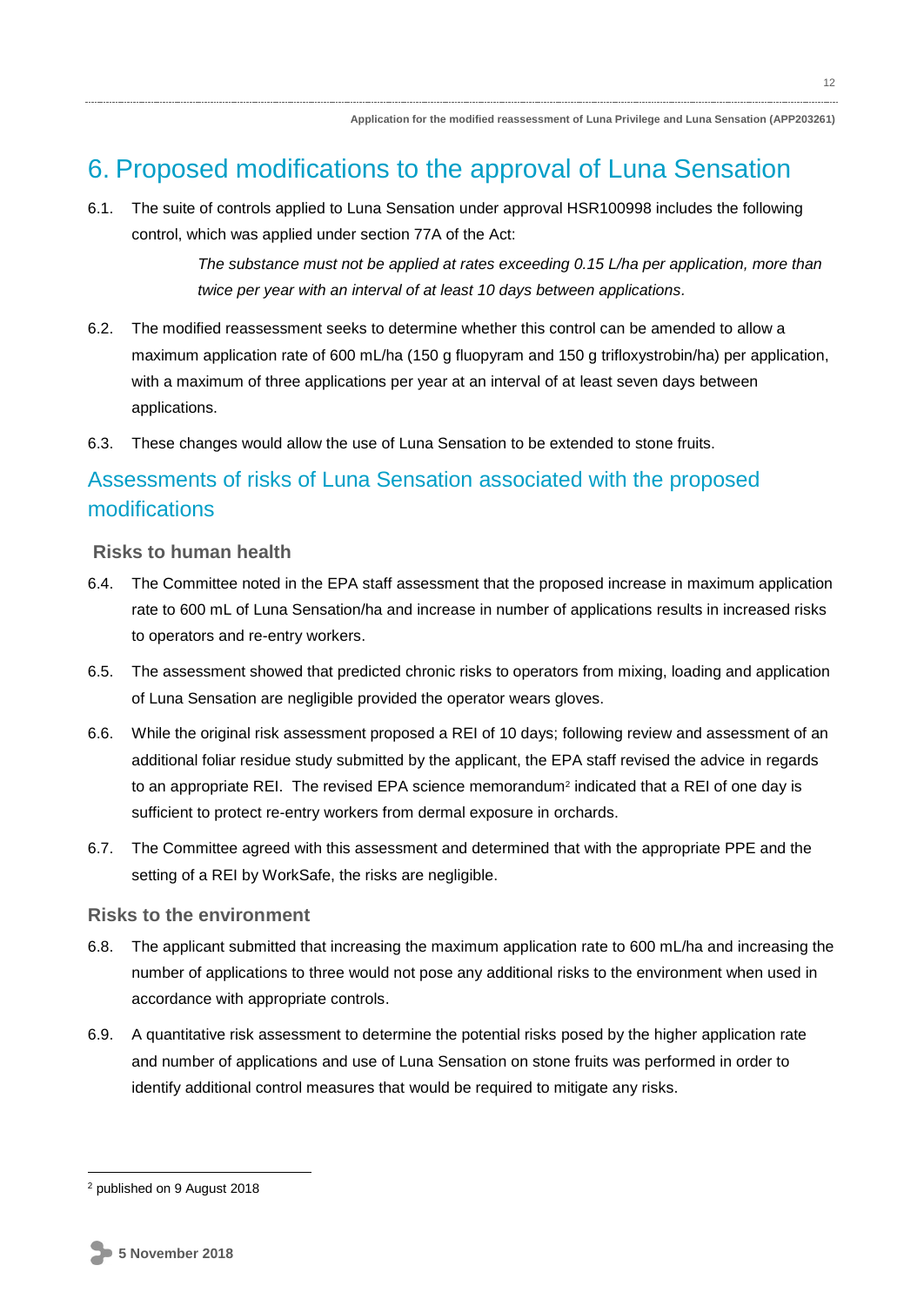# 6. Proposed modifications to the approval of Luna Sensation

6.1. The suite of controls applied to Luna Sensation under approval HSR100998 includes the following control, which was applied under section 77A of the Act:

> *The substance must not be applied at rates exceeding 0.15 L/ha per application, more than twice per year with an interval of at least 10 days between applications*.

6.2. The modified reassessment seeks to determine whether this control can be amended to allow a maximum application rate of 600 mL/ha (150 g fluopyram and 150 g trifloxystrobin/ha) per application, with a maximum of three applications per year at an interval of at least seven days between applications.

6.3. These changes would allow the use of Luna Sensation to be extended to stone fruits.

## Assessments of risks of Luna Sensation associated with the proposed modifications

### Risks to human health

6.4. The Committee noted in the EPA staff assessment that the proposed increase in maximum application rate to 600 mL of Luna Sensation/ha and increase in number of applications results in increased risks to operators and re-entry workers.

6.5. The assessment showed that predicted chronic risks to operators from mixing, loading and application of Luna Sensation are negligible provided the operator wears gloves.

6.6. While the original risk assessment proposed a REI of 10 days; following review and assessment of an additional foliar residue study submitted by the applicant, the EPA staff revised the advice in regards to an appropriate REI. The revised EPA science memorandum[2] indicated that a REI of one day is sufficient to protect re-entry workers from dermal exposure in orchards.

6.7. The Committee agreed with this assessment and determined that with the appropriate PPE and the setting of a REI by WorkSafe, the risks are negligible.

### Risks to the environment

6.8. The applicant submitted that increasing the maximum application rate to 600 mL/ha and increasing the number of applications to three would not pose any additional risks to the environment when used in accordance with appropriate controls.

6.9. A quantitative risk assessment to determine the potential risks posed by the higher application rate and number of applications and use of Luna Sensation on stone fruits was performed in order to identify additional control measures that would be required to mitigate any risks.

---

[2] published on 9 August 2018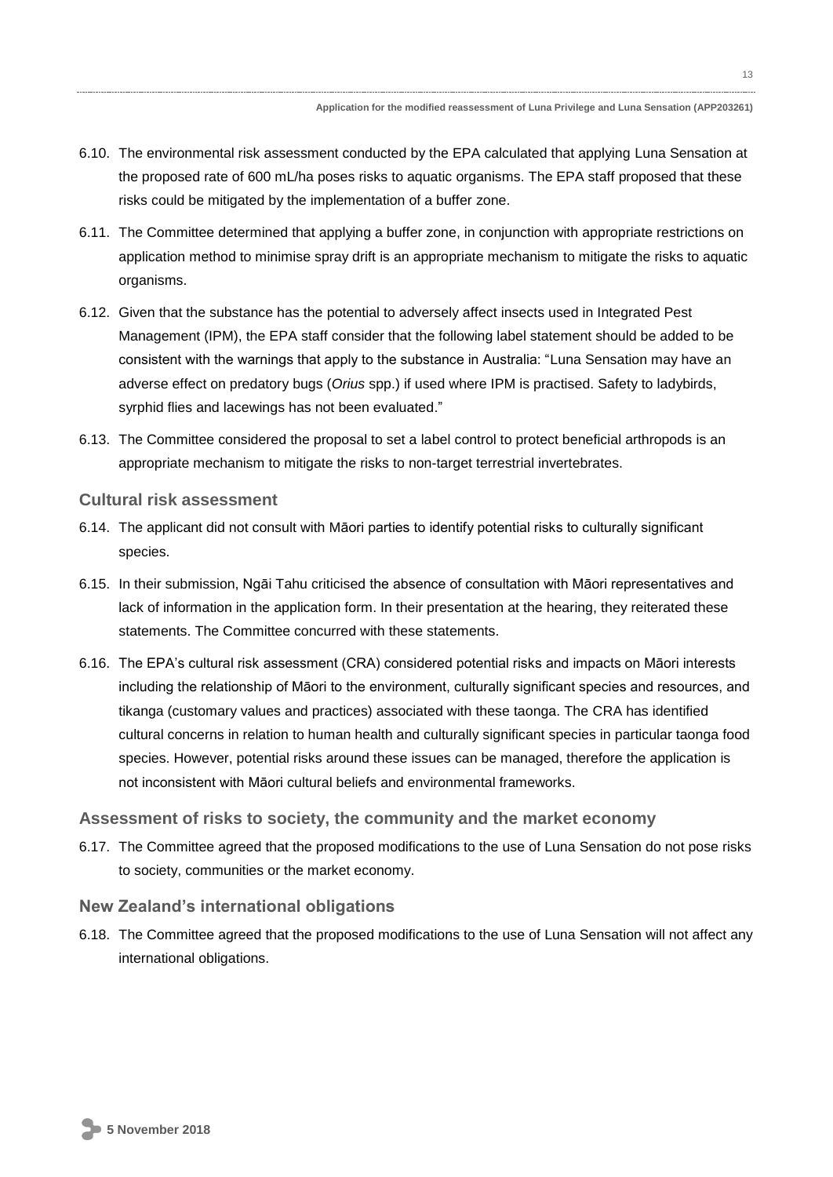6.10. The environmental risk assessment conducted by the EPA calculated that applying Luna Sensation at the proposed rate of 600 mL/ha poses risks to aquatic organisms. The EPA staff proposed that these risks could be mitigated by the implementation of a buffer zone.

6.11. The Committee determined that applying a buffer zone, in conjunction with appropriate restrictions on application method to minimise spray drift is an appropriate mechanism to mitigate the risks to aquatic organisms.

6.12. Given that the substance has the potential to adversely affect insects used in Integrated Pest Management (IPM), the EPA staff consider that the following label statement should be added to be consistent with the warnings that apply to the substance in Australia: "Luna Sensation may have an adverse effect on predatory bugs (*Orius* spp.) if used where IPM is practised. Safety to ladybirds, syrphid flies and lacewings has not been evaluated."

6.13. The Committee considered the proposal to set a label control to protect beneficial arthropods is an appropriate mechanism to mitigate the risks to non-target terrestrial invertebrates.

### Cultural risk assessment

6.14. The applicant did not consult with Māori parties to identify potential risks to culturally significant species.

6.15. In their submission, Ngāi Tahu criticised the absence of consultation with Māori representatives and lack of information in the application form. In their presentation at the hearing, they reiterated these statements. The Committee concurred with these statements.

6.16. The EPA's cultural risk assessment (CRA) considered potential risks and impacts on Māori interests including the relationship of Māori to the environment, culturally significant species and resources, and tikanga (customary values and practices) associated with these taonga. The CRA has identified cultural concerns in relation to human health and culturally significant species in particular taonga food species. However, potential risks around these issues can be managed, therefore the application is not inconsistent with Māori cultural beliefs and environmental frameworks.

### Assessment of risks to society, the community and the market economy

6.17. The Committee agreed that the proposed modifications to the use of Luna Sensation do not pose risks to society, communities or the market economy.

### New Zealand's international obligations

6.18. The Committee agreed that the proposed modifications to the use of Luna Sensation will not affect any international obligations.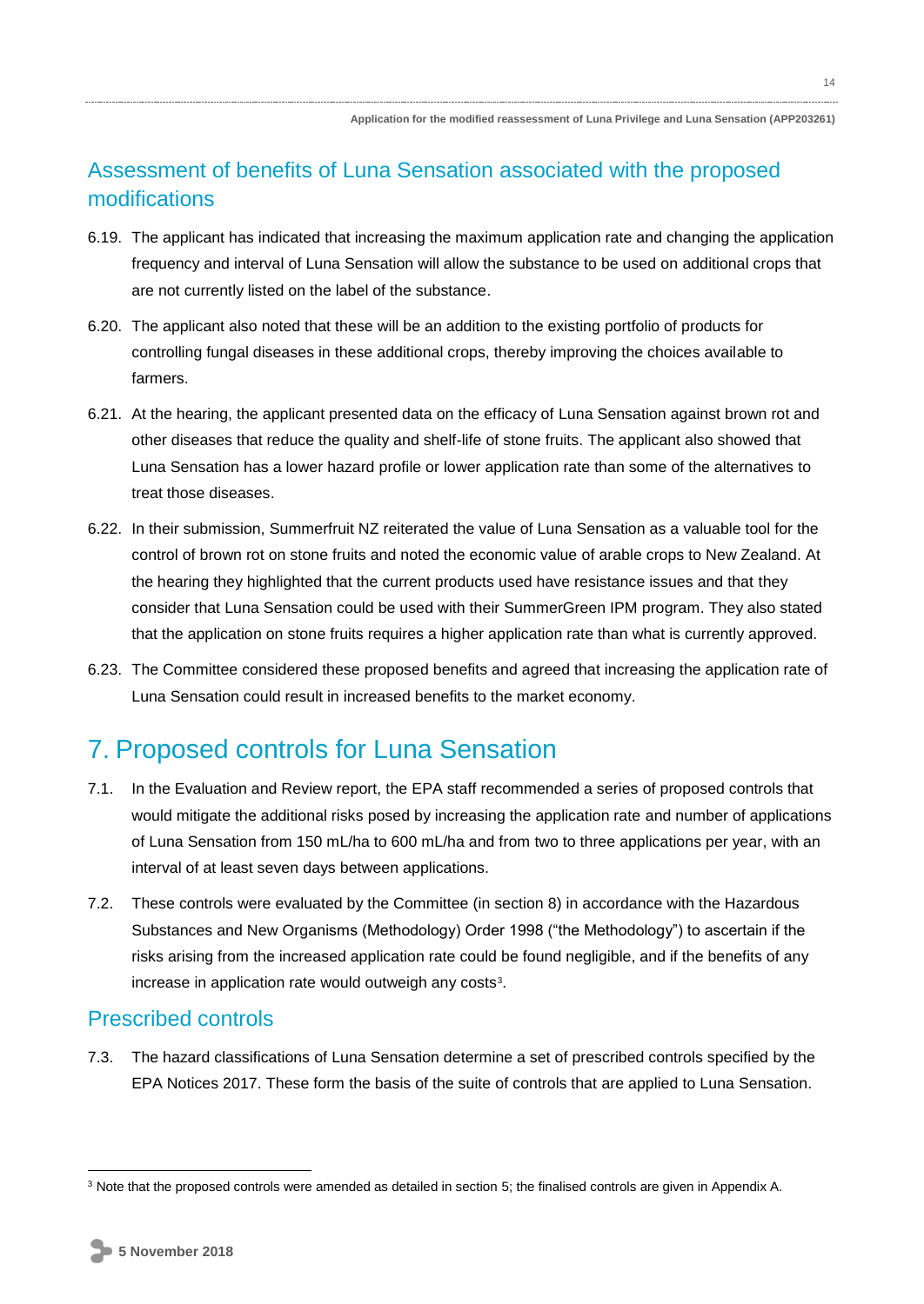## Assessment of benefits of Luna Sensation associated with the proposed modifications

6.19. The applicant has indicated that increasing the maximum application rate and changing the application frequency and interval of Luna Sensation will allow the substance to be used on additional crops that are not currently listed on the label of the substance.

6.20. The applicant also noted that these will be an addition to the existing portfolio of products for controlling fungal diseases in these additional crops, thereby improving the choices available to farmers.

6.21. At the hearing, the applicant presented data on the efficacy of Luna Sensation against brown rot and other diseases that reduce the quality and shelf-life of stone fruits. The applicant also showed that Luna Sensation has a lower hazard profile or lower application rate than some of the alternatives to treat those diseases.

6.22. In their submission, Summerfruit NZ reiterated the value of Luna Sensation as a valuable tool for the control of brown rot on stone fruits and noted the economic value of arable crops to New Zealand. At the hearing they highlighted that the current products used have resistance issues and that they consider that Luna Sensation could be used with their SummerGreen IPM program. They also stated that the application on stone fruits requires a higher application rate than what is currently approved.

6.23. The Committee considered these proposed benefits and agreed that increasing the application rate of Luna Sensation could result in increased benefits to the market economy.

# 7. Proposed controls for Luna Sensation

7.1. In the Evaluation and Review report, the EPA staff recommended a series of proposed controls that would mitigate the additional risks posed by increasing the application rate and number of applications of Luna Sensation from 150 mL/ha to 600 mL/ha and from two to three applications per year, with an interval of at least seven days between applications.

7.2. These controls were evaluated by the Committee (in section 8) in accordance with the Hazardous Substances and New Organisms (Methodology) Order 1998 ("the Methodology") to ascertain if the risks arising from the increased application rate could be found negligible, and if the benefits of any increase in application rate would outweigh any costs[3].

## Prescribed controls

7.3. The hazard classifications of Luna Sensation determine a set of prescribed controls specified by the EPA Notices 2017. These form the basis of the suite of controls that are applied to Luna Sensation.

---

[3] Note that the proposed controls were amended as detailed in section 5; the finalised controls are given in Appendix A.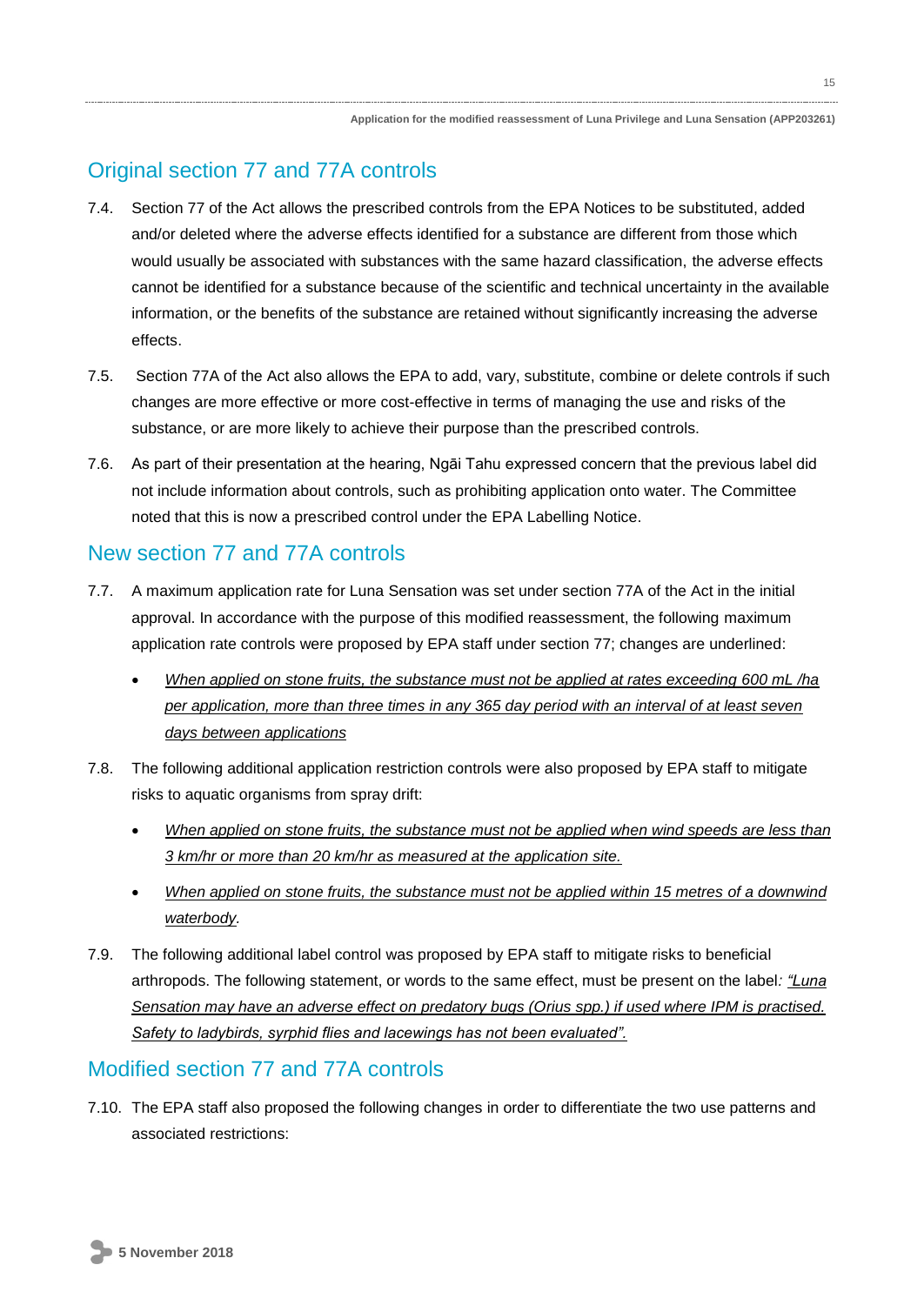## Original section 77 and 77A controls

7.4. Section 77 of the Act allows the prescribed controls from the EPA Notices to be substituted, added and/or deleted where the adverse effects identified for a substance are different from those which would usually be associated with substances with the same hazard classification, the adverse effects cannot be identified for a substance because of the scientific and technical uncertainty in the available information, or the benefits of the substance are retained without significantly increasing the adverse effects.

7.5. Section 77A of the Act also allows the EPA to add, vary, substitute, combine or delete controls if such changes are more effective or more cost-effective in terms of managing the use and risks of the substance, or are more likely to achieve their purpose than the prescribed controls.

7.6. As part of their presentation at the hearing, Ngāi Tahu expressed concern that the previous label did not include information about controls, such as prohibiting application onto water. The Committee noted that this is now a prescribed control under the EPA Labelling Notice.

## New section 77 and 77A controls

7.7. A maximum application rate for Luna Sensation was set under section 77A of the Act in the initial approval. In accordance with the purpose of this modified reassessment, the following maximum application rate controls were proposed by EPA staff under section 77; changes are underlined:

- <u>*When applied on stone fruits, the substance must not be applied at rates exceeding 600 mL /ha per application, more than three times in any 365 day period with an interval of at least seven days between applications*</u>

7.8. The following additional application restriction controls were also proposed by EPA staff to mitigate risks to aquatic organisms from spray drift:

- <u>*When applied on stone fruits, the substance must not be applied when wind speeds are less than 3 km/hr or more than 20 km/hr as measured at the application site.*</u>
- <u>*When applied on stone fruits, the substance must not be applied within 15 metres of a downwind waterbody*</u>*.*

7.9. The following additional label control was proposed by EPA staff to mitigate risks to beneficial arthropods. The following statement, or words to the same effect, must be present on the label*:* <u>*"Luna Sensation may have an adverse effect on predatory bugs (Orius spp.) if used where IPM is practised. Safety to ladybirds, syrphid flies and lacewings has not been evaluated".*</u>

## Modified section 77 and 77A controls

7.10. The EPA staff also proposed the following changes in order to differentiate the two use patterns and associated restrictions: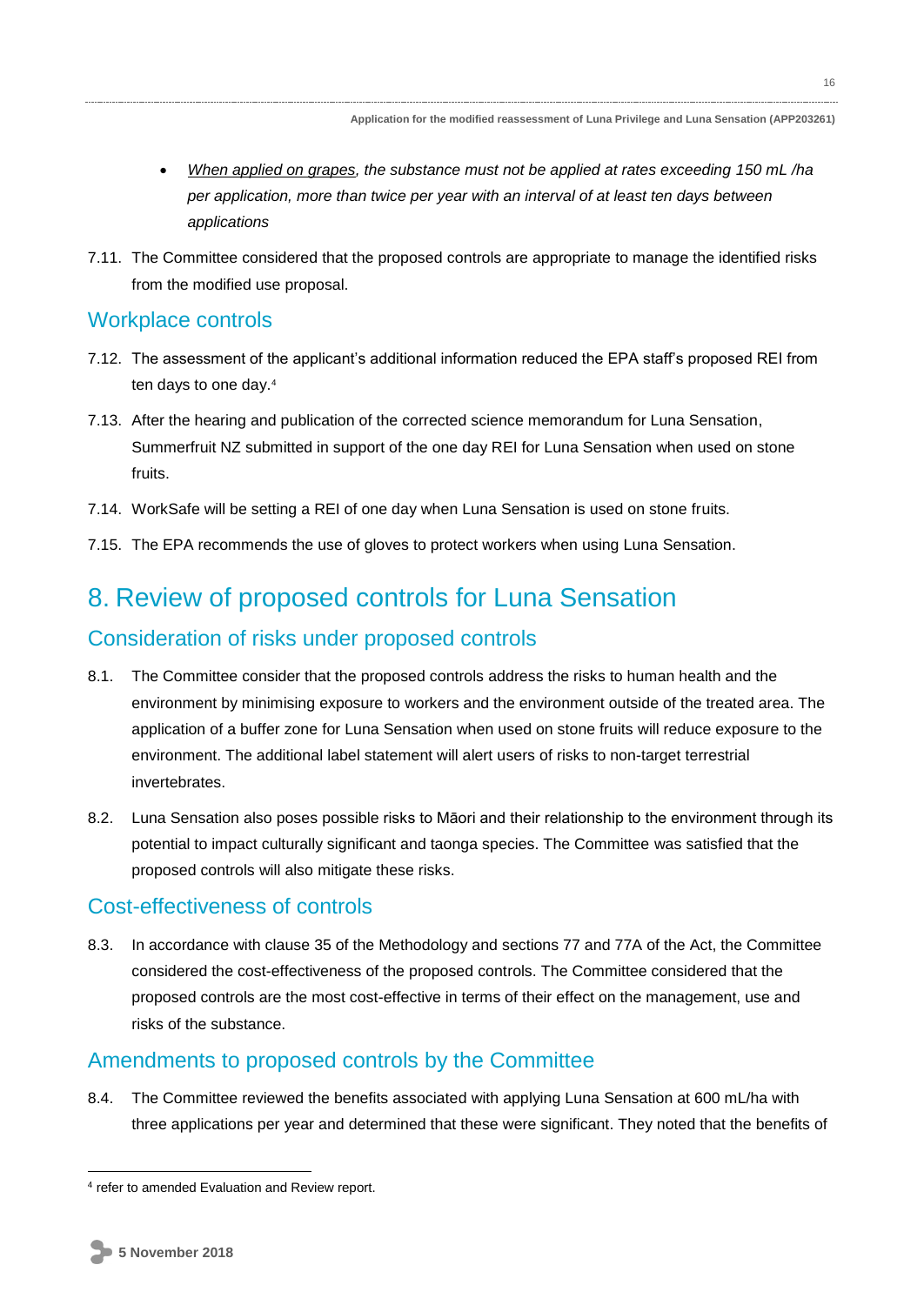- *When applied on grapes, the substance must not be applied at rates exceeding 150 mL /ha per application, more than twice per year with an interval of at least ten days between applications*

7.11. The Committee considered that the proposed controls are appropriate to manage the identified risks from the modified use proposal.

## Workplace controls

7.12. The assessment of the applicant's additional information reduced the EPA staff's proposed REI from ten days to one day.[4]

7.13. After the hearing and publication of the corrected science memorandum for Luna Sensation, Summerfruit NZ submitted in support of the one day REI for Luna Sensation when used on stone fruits.

7.14. WorkSafe will be setting a REI of one day when Luna Sensation is used on stone fruits.

7.15. The EPA recommends the use of gloves to protect workers when using Luna Sensation.

# 8. Review of proposed controls for Luna Sensation

## Consideration of risks under proposed controls

8.1. The Committee consider that the proposed controls address the risks to human health and the environment by minimising exposure to workers and the environment outside of the treated area. The application of a buffer zone for Luna Sensation when used on stone fruits will reduce exposure to the environment. The additional label statement will alert users of risks to non-target terrestrial invertebrates.

8.2. Luna Sensation also poses possible risks to Māori and their relationship to the environment through its potential to impact culturally significant and taonga species. The Committee was satisfied that the proposed controls will also mitigate these risks.

## Cost-effectiveness of controls

8.3. In accordance with clause 35 of the Methodology and sections 77 and 77A of the Act, the Committee considered the cost-effectiveness of the proposed controls. The Committee considered that the proposed controls are the most cost-effective in terms of their effect on the management, use and risks of the substance.

## Amendments to proposed controls by the Committee

8.4. The Committee reviewed the benefits associated with applying Luna Sensation at 600 mL/ha with three applications per year and determined that these were significant. They noted that the benefits of

[4] refer to amended Evaluation and Review report.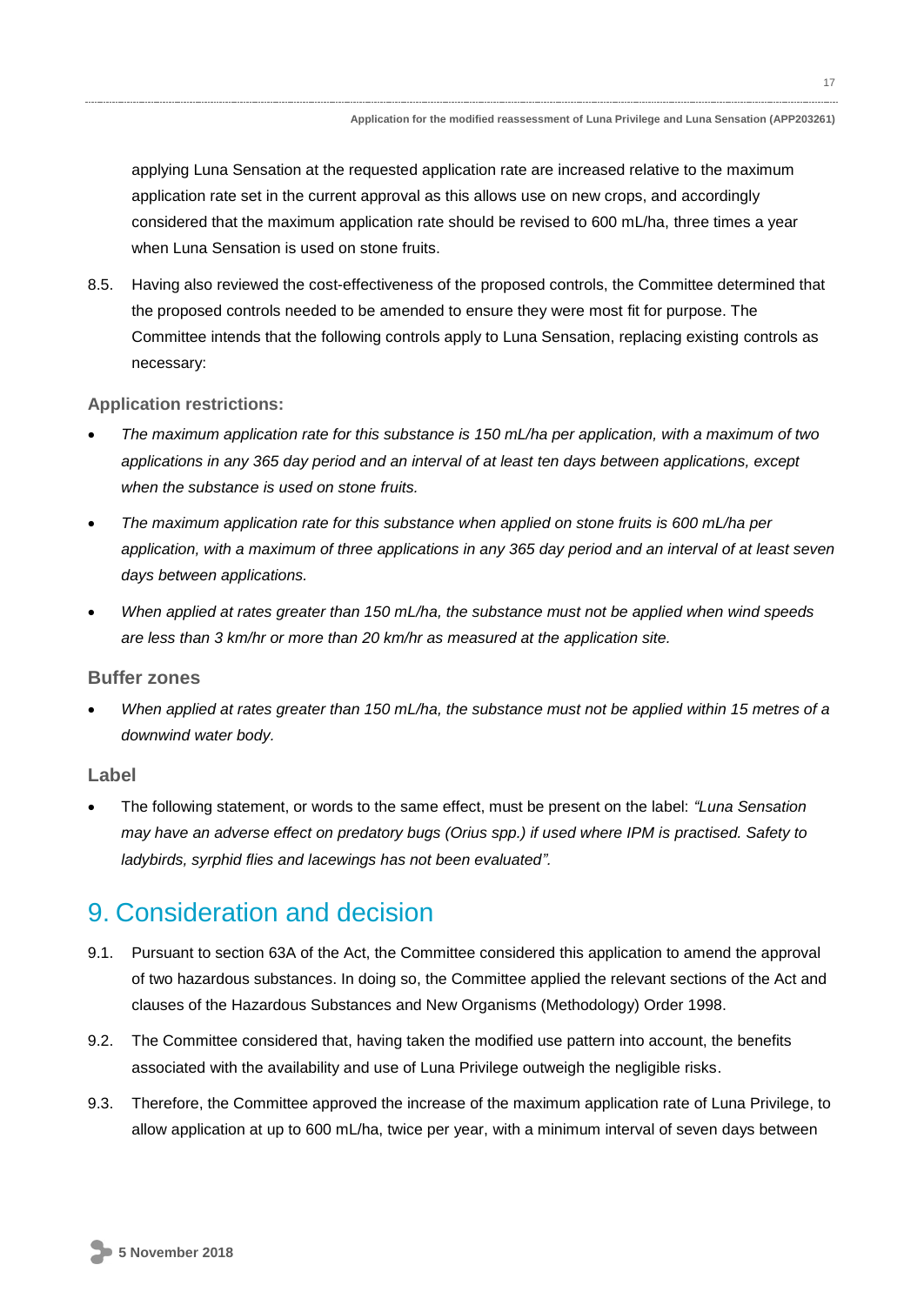applying Luna Sensation at the requested application rate are increased relative to the maximum application rate set in the current approval as this allows use on new crops, and accordingly considered that the maximum application rate should be revised to 600 mL/ha, three times a year when Luna Sensation is used on stone fruits.

8.5. Having also reviewed the cost-effectiveness of the proposed controls, the Committee determined that the proposed controls needed to be amended to ensure they were most fit for purpose. The Committee intends that the following controls apply to Luna Sensation, replacing existing controls as necessary:

### Application restrictions:

- *The maximum application rate for this substance is 150 mL/ha per application, with a maximum of two applications in any 365 day period and an interval of at least ten days between applications, except when the substance is used on stone fruits.*
- *The maximum application rate for this substance when applied on stone fruits is 600 mL/ha per application, with a maximum of three applications in any 365 day period and an interval of at least seven days between applications.*
- *When applied at rates greater than 150 mL/ha, the substance must not be applied when wind speeds are less than 3 km/hr or more than 20 km/hr as measured at the application site.*

### Buffer zones

- *When applied at rates greater than 150 mL/ha, the substance must not be applied within 15 metres of a downwind water body.*

### Label

- The following statement, or words to the same effect, must be present on the label: *"Luna Sensation may have an adverse effect on predatory bugs (Orius spp.) if used where IPM is practised. Safety to ladybirds, syrphid flies and lacewings has not been evaluated".*

## 9. Consideration and decision

9.1. Pursuant to section 63A of the Act, the Committee considered this application to amend the approval of two hazardous substances. In doing so, the Committee applied the relevant sections of the Act and clauses of the Hazardous Substances and New Organisms (Methodology) Order 1998.

9.2. The Committee considered that, having taken the modified use pattern into account, the benefits associated with the availability and use of Luna Privilege outweigh the negligible risks.

9.3. Therefore, the Committee approved the increase of the maximum application rate of Luna Privilege, to allow application at up to 600 mL/ha, twice per year, with a minimum interval of seven days between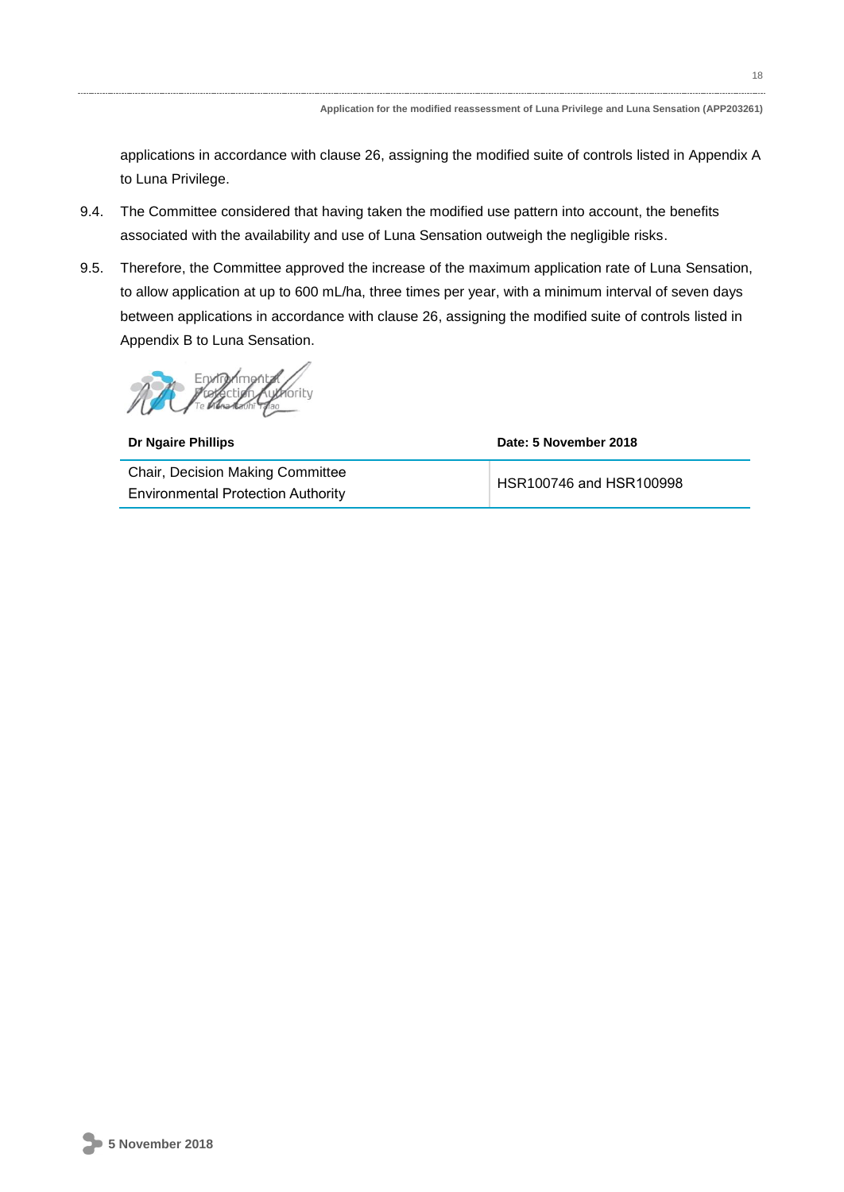applications in accordance with clause 26, assigning the modified suite of controls listed in Appendix A to Luna Privilege.

9.4. The Committee considered that having taken the modified use pattern into account, the benefits associated with the availability and use of Luna Sensation outweigh the negligible risks.

9.5. Therefore, the Committee approved the increase of the maximum application rate of Luna Sensation, to allow application at up to 600 mL/ha, three times per year, with a minimum interval of seven days between applications in accordance with clause 26, assigning the modified suite of controls listed in Appendix B to Luna Sensation.

| **Dr Ngaire Phillips** | **Date: 5 November 2018** |
| --- | --- |
| Chair, Decision Making Committee<br>Environmental Protection Authority | HSR100746 and HSR100998 |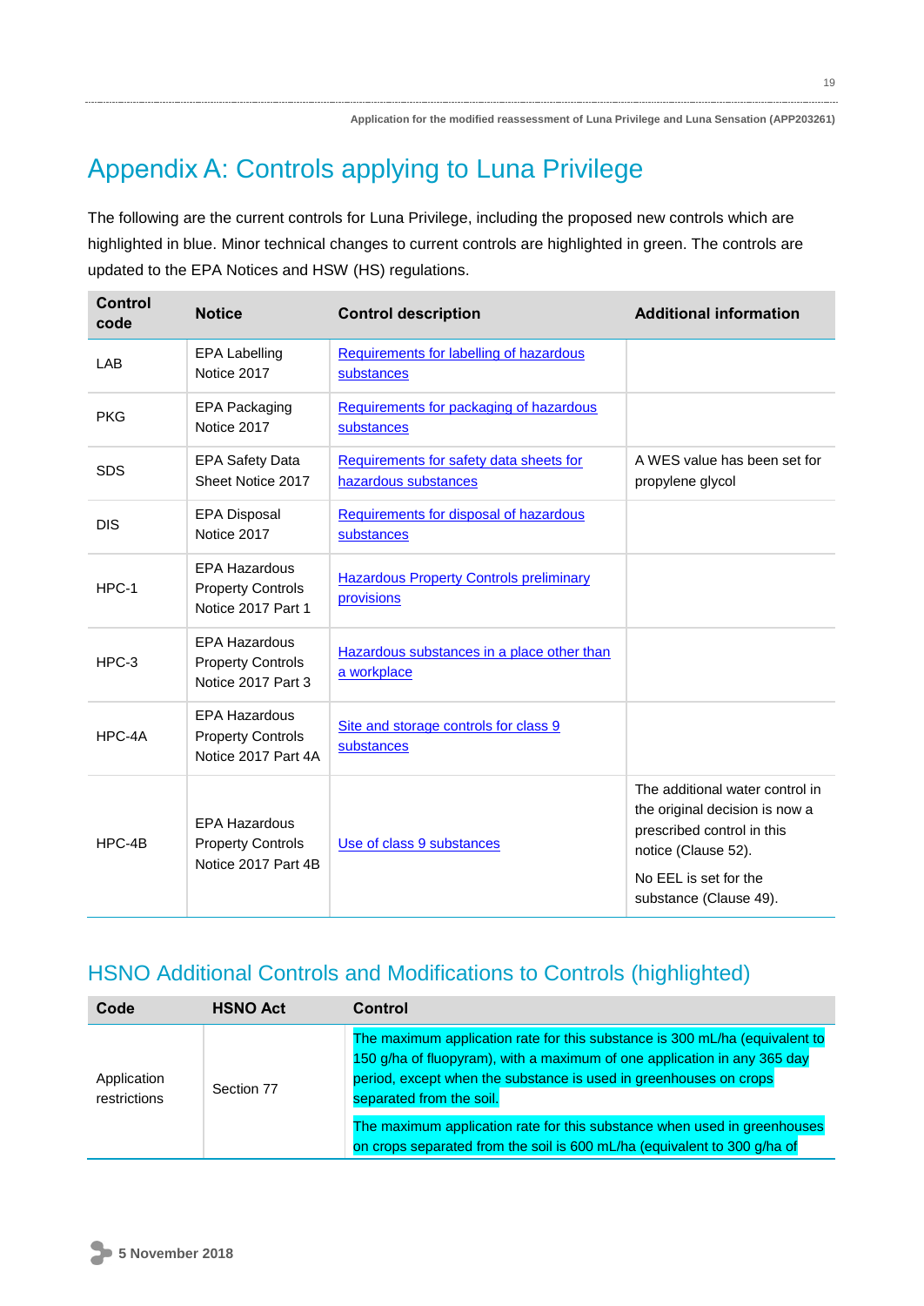# Appendix A: Controls applying to Luna Privilege

The following are the current controls for Luna Privilege, including the proposed new controls which are highlighted in blue. Minor technical changes to current controls are highlighted in green. The controls are updated to the EPA Notices and HSW (HS) regulations.

| Control code | Notice | Control description | Additional information |
|---|---|---|---|
| LAB | EPA Labelling Notice 2017 | Requirements for labelling of hazardous substances | |
| PKG | EPA Packaging Notice 2017 | Requirements for packaging of hazardous substances | |
| SDS | EPA Safety Data Sheet Notice 2017 | Requirements for safety data sheets for hazardous substances | A WES value has been set for propylene glycol |
| DIS | EPA Disposal Notice 2017 | Requirements for disposal of hazardous substances | |
| HPC-1 | EPA Hazardous Property Controls Notice 2017 Part 1 | Hazardous Property Controls preliminary provisions | |
| HPC-3 | EPA Hazardous Property Controls Notice 2017 Part 3 | Hazardous substances in a place other than a workplace | |
| HPC-4A | EPA Hazardous Property Controls Notice 2017 Part 4A | Site and storage controls for class 9 substances | |
| HPC-4B | EPA Hazardous Property Controls Notice 2017 Part 4B | Use of class 9 substances | The additional water control in the original decision is now a prescribed control in this notice (Clause 52).<br><br>No EEL is set for the substance (Clause 49). |

## HSNO Additional Controls and Modifications to Controls (highlighted)

| Code | HSNO Act | Control |
|---|---|---|
| Application restrictions | Section 77 | The maximum application rate for this substance is 300 mL/ha (equivalent to 150 g/ha of fluopyram), with a maximum of one application in any 365 day period, except when the substance is used in greenhouses on crops separated from the soil.<br><br>The maximum application rate for this substance when used in greenhouses on crops separated from the soil is 600 mL/ha (equivalent to 300 g/ha of |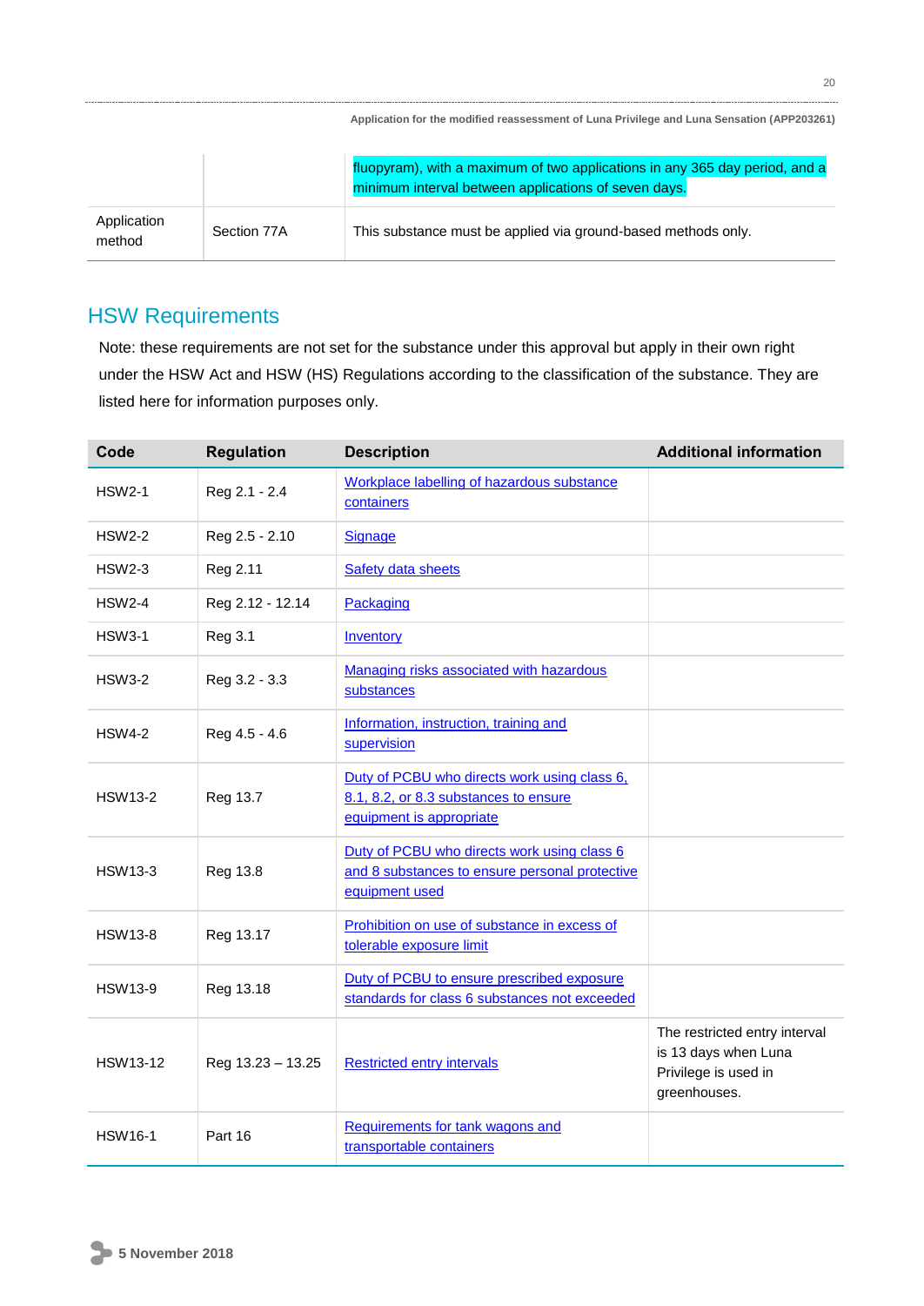|  |  | fluopyram), with a maximum of two applications in any 365 day period, and a minimum interval between applications of seven days. |
|---|---|---|
| Application method | Section 77A | This substance must be applied via ground-based methods only. |

## HSW Requirements

Note: these requirements are not set for the substance under this approval but apply in their own right under the HSW Act and HSW (HS) Regulations according to the classification of the substance. They are listed here for information purposes only.

| Code | Regulation | Description | Additional information |
|---|---|---|---|
| HSW2-1 | Reg 2.1 - 2.4 | Workplace labelling of hazardous substance containers |  |
| HSW2-2 | Reg 2.5 - 2.10 | Signage |  |
| HSW2-3 | Reg 2.11 | Safety data sheets |  |
| HSW2-4 | Reg 2.12 - 12.14 | Packaging |  |
| HSW3-1 | Reg 3.1 | Inventory |  |
| HSW3-2 | Reg 3.2 - 3.3 | Managing risks associated with hazardous substances |  |
| HSW4-2 | Reg 4.5 - 4.6 | Information, instruction, training and supervision |  |
| HSW13-2 | Reg 13.7 | Duty of PCBU who directs work using class 6, 8.1, 8.2, or 8.3 substances to ensure equipment is appropriate |  |
| HSW13-3 | Reg 13.8 | Duty of PCBU who directs work using class 6 and 8 substances to ensure personal protective equipment used |  |
| HSW13-8 | Reg 13.17 | Prohibition on use of substance in excess of tolerable exposure limit |  |
| HSW13-9 | Reg 13.18 | Duty of PCBU to ensure prescribed exposure standards for class 6 substances not exceeded |  |
| HSW13-12 | Reg 13.23 – 13.25 | Restricted entry intervals | The restricted entry interval is 13 days when Luna Privilege is used in greenhouses. |
| HSW16-1 | Part 16 | Requirements for tank wagons and transportable containers |  |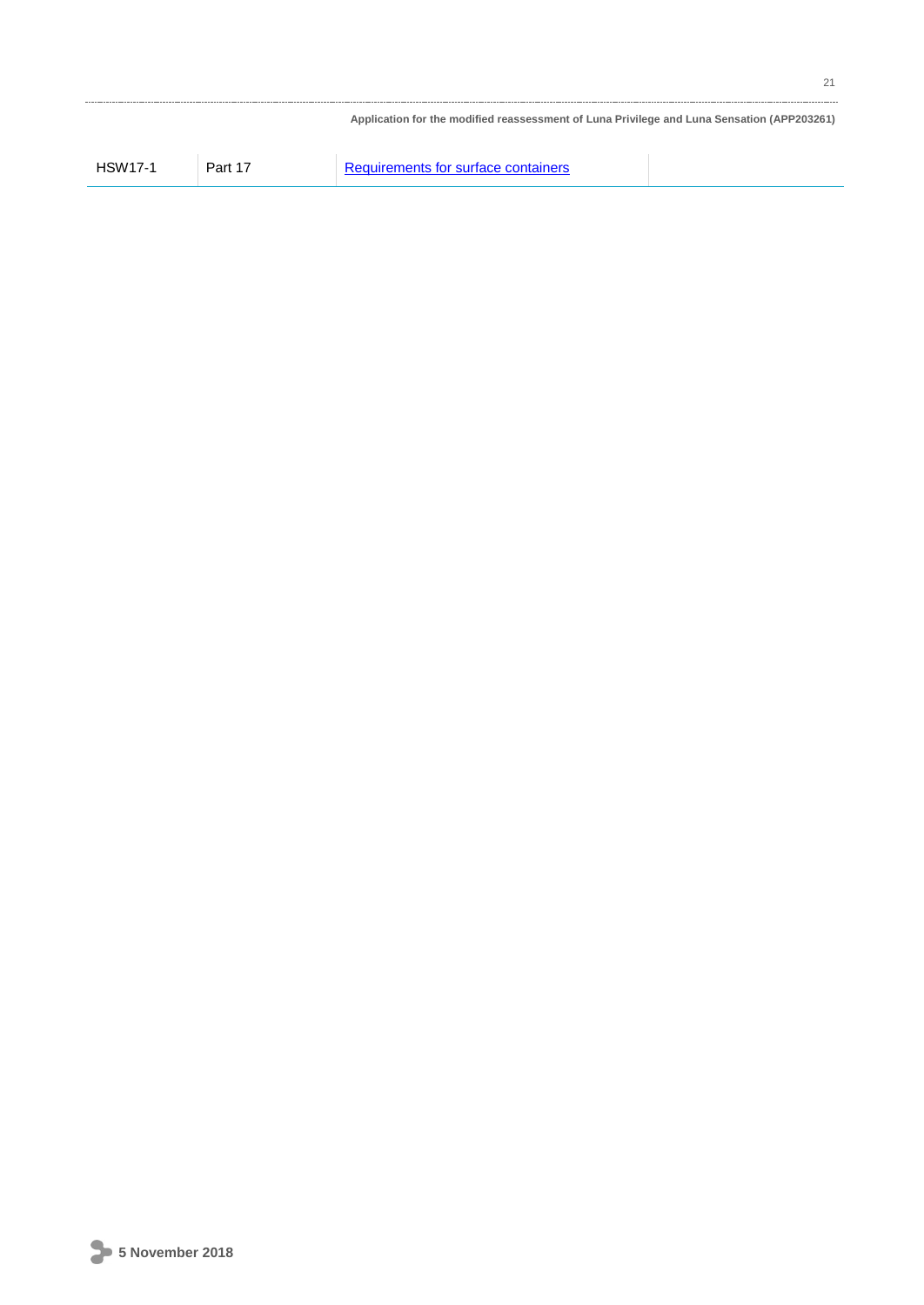| | | | |
|---|---|---|---|
| HSW17-1 | Part 17 | Requirements for surface containers | |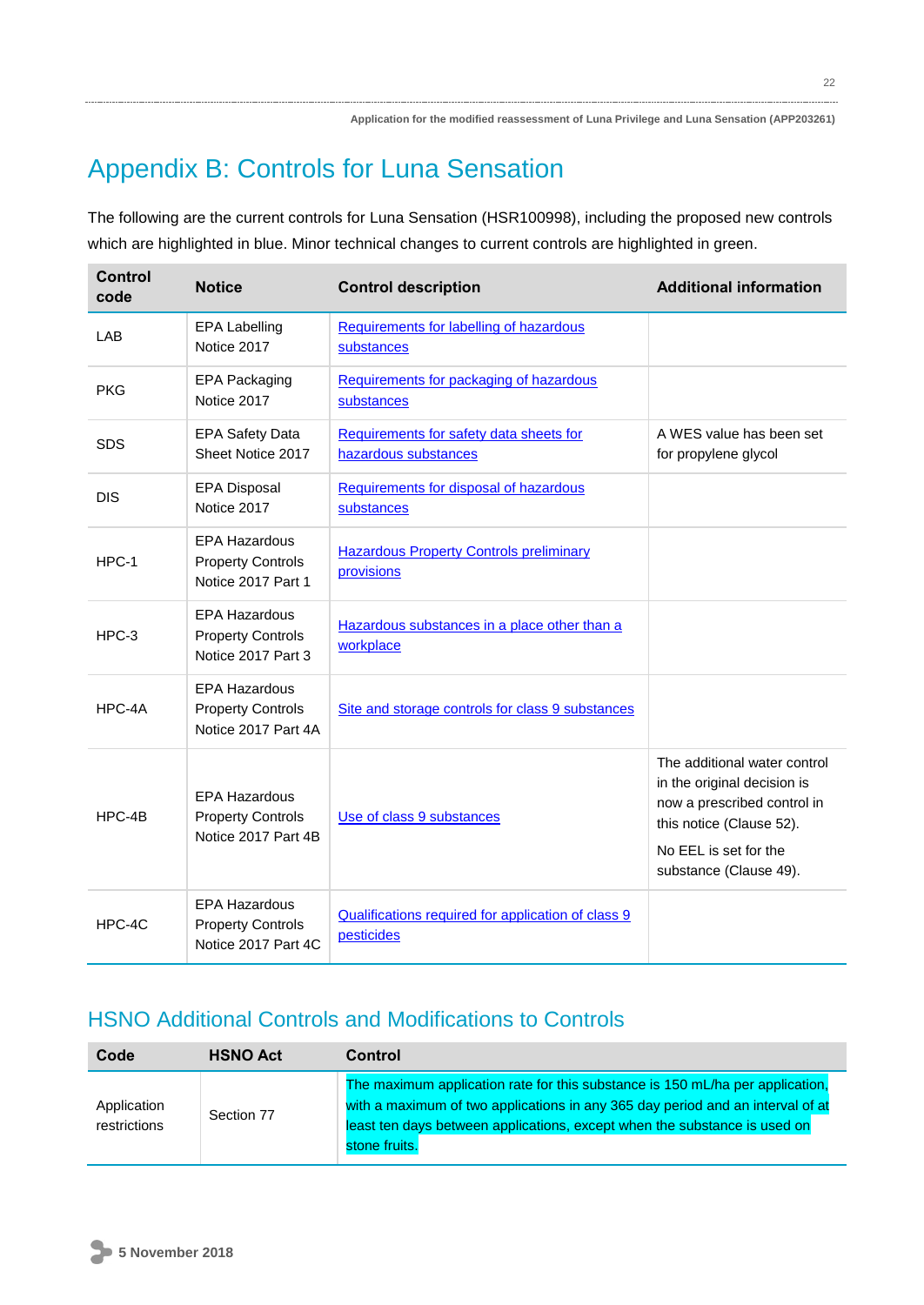# Appendix B: Controls for Luna Sensation

The following are the current controls for Luna Sensation (HSR100998), including the proposed new controls which are highlighted in blue. Minor technical changes to current controls are highlighted in green.

| Control code | Notice | Control description | Additional information |
|---|---|---|---|
| LAB | EPA Labelling Notice 2017 | Requirements for labelling of hazardous substances | |
| PKG | EPA Packaging Notice 2017 | Requirements for packaging of hazardous substances | |
| SDS | EPA Safety Data Sheet Notice 2017 | Requirements for safety data sheets for hazardous substances | A WES value has been set for propylene glycol |
| DIS | EPA Disposal Notice 2017 | Requirements for disposal of hazardous substances | |
| HPC-1 | EPA Hazardous Property Controls Notice 2017 Part 1 | Hazardous Property Controls preliminary provisions | |
| HPC-3 | EPA Hazardous Property Controls Notice 2017 Part 3 | Hazardous substances in a place other than a workplace | |
| HPC-4A | EPA Hazardous Property Controls Notice 2017 Part 4A | Site and storage controls for class 9 substances | |
| HPC-4B | EPA Hazardous Property Controls Notice 2017 Part 4B | Use of class 9 substances | The additional water control in the original decision is now a prescribed control in this notice (Clause 52).<br>No EEL is set for the substance (Clause 49). |
| HPC-4C | EPA Hazardous Property Controls Notice 2017 Part 4C | Qualifications required for application of class 9 pesticides | |

## HSNO Additional Controls and Modifications to Controls

| Code | HSNO Act | Control |
|---|---|---|
| Application restrictions | Section 77 | The maximum application rate for this substance is 150 mL/ha per application, with a maximum of two applications in any 365 day period and an interval of at least ten days between applications, except when the substance is used on stone fruits. |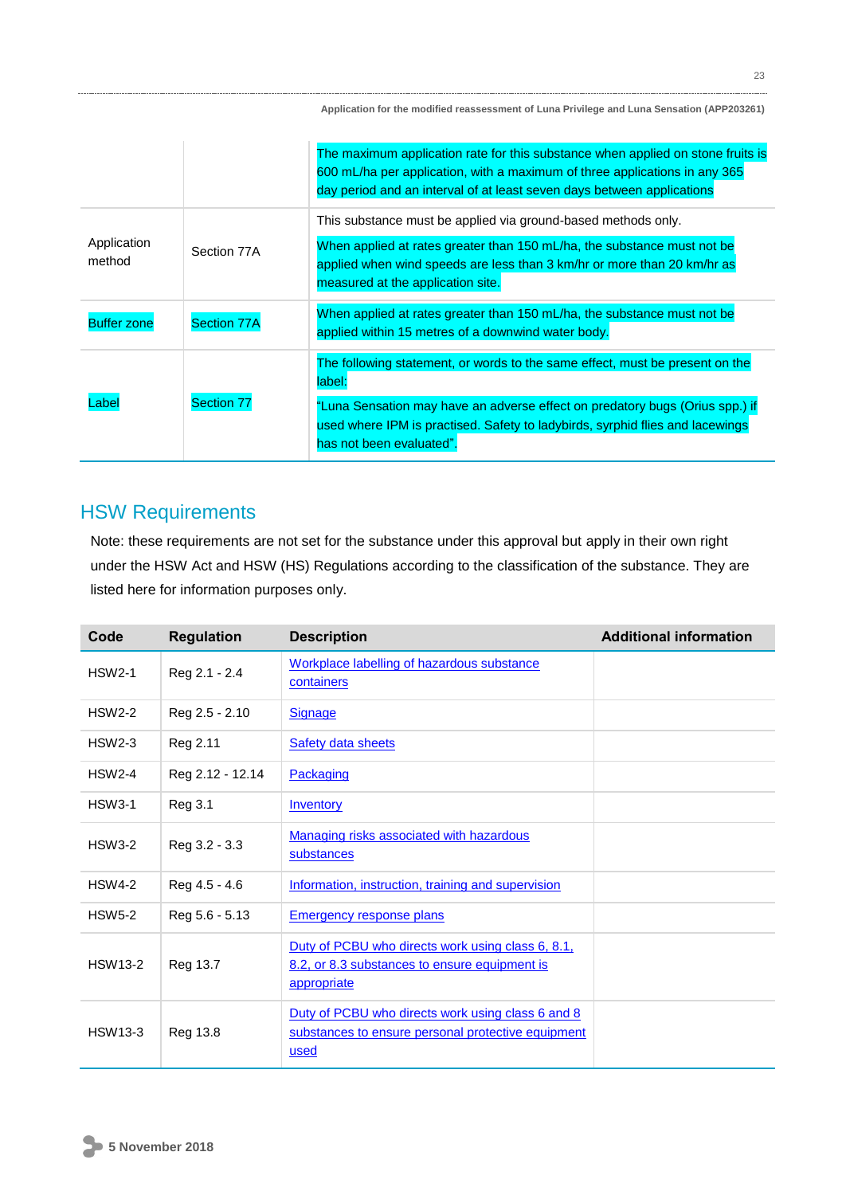|  |  |  |
|---|---|---|
|  |  | The maximum application rate for this substance when applied on stone fruits is 600 mL/ha per application, with a maximum of three applications in any 365 day period and an interval of at least seven days between applications |
| Application method | Section 77A | This substance must be applied via ground-based methods only.<br><br>When applied at rates greater than 150 mL/ha, the substance must not be applied when wind speeds are less than 3 km/hr or more than 20 km/hr as measured at the application site. |
| Buffer zone | Section 77A | When applied at rates greater than 150 mL/ha, the substance must not be applied within 15 metres of a downwind water body. |
| Label | Section 77 | The following statement, or words to the same effect, must be present on the label:<br><br>"Luna Sensation may have an adverse effect on predatory bugs (Orius spp.) if used where IPM is practised. Safety to ladybirds, syrphid flies and lacewings has not been evaluated". |

## HSW Requirements

Note: these requirements are not set for the substance under this approval but apply in their own right under the HSW Act and HSW (HS) Regulations according to the classification of the substance. They are listed here for information purposes only.

| Code | Regulation | Description | Additional information |
|---|---|---|---|
| HSW2-1 | Reg 2.1 - 2.4 | Workplace labelling of hazardous substance containers |  |
| HSW2-2 | Reg 2.5 - 2.10 | Signage |  |
| HSW2-3 | Reg 2.11 | Safety data sheets |  |
| HSW2-4 | Reg 2.12 - 12.14 | Packaging |  |
| HSW3-1 | Reg 3.1 | Inventory |  |
| HSW3-2 | Reg 3.2 - 3.3 | Managing risks associated with hazardous substances |  |
| HSW4-2 | Reg 4.5 - 4.6 | Information, instruction, training and supervision |  |
| HSW5-2 | Reg 5.6 - 5.13 | Emergency response plans |  |
| HSW13-2 | Reg 13.7 | Duty of PCBU who directs work using class 6, 8.1, 8.2, or 8.3 substances to ensure equipment is appropriate |  |
| HSW13-3 | Reg 13.8 | Duty of PCBU who directs work using class 6 and 8 substances to ensure personal protective equipment used |  |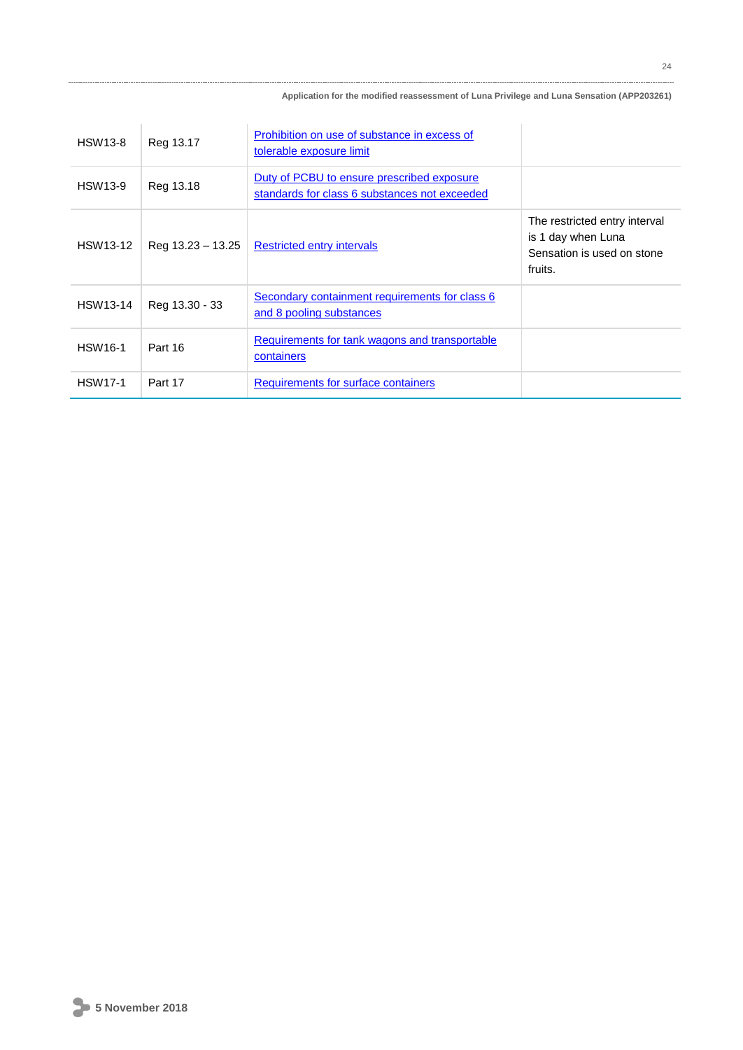| | | | |
|---|---|---|---|
| HSW13-8 | Reg 13.17 | Prohibition on use of substance in excess of tolerable exposure limit | |
| HSW13-9 | Reg 13.18 | Duty of PCBU to ensure prescribed exposure standards for class 6 substances not exceeded | |
| HSW13-12 | Reg 13.23 – 13.25 | Restricted entry intervals | The restricted entry interval is 1 day when Luna Sensation is used on stone fruits. |
| HSW13-14 | Reg 13.30 - 33 | Secondary containment requirements for class 6 and 8 pooling substances | |
| HSW16-1 | Part 16 | Requirements for tank wagons and transportable containers | |
| HSW17-1 | Part 17 | Requirements for surface containers | |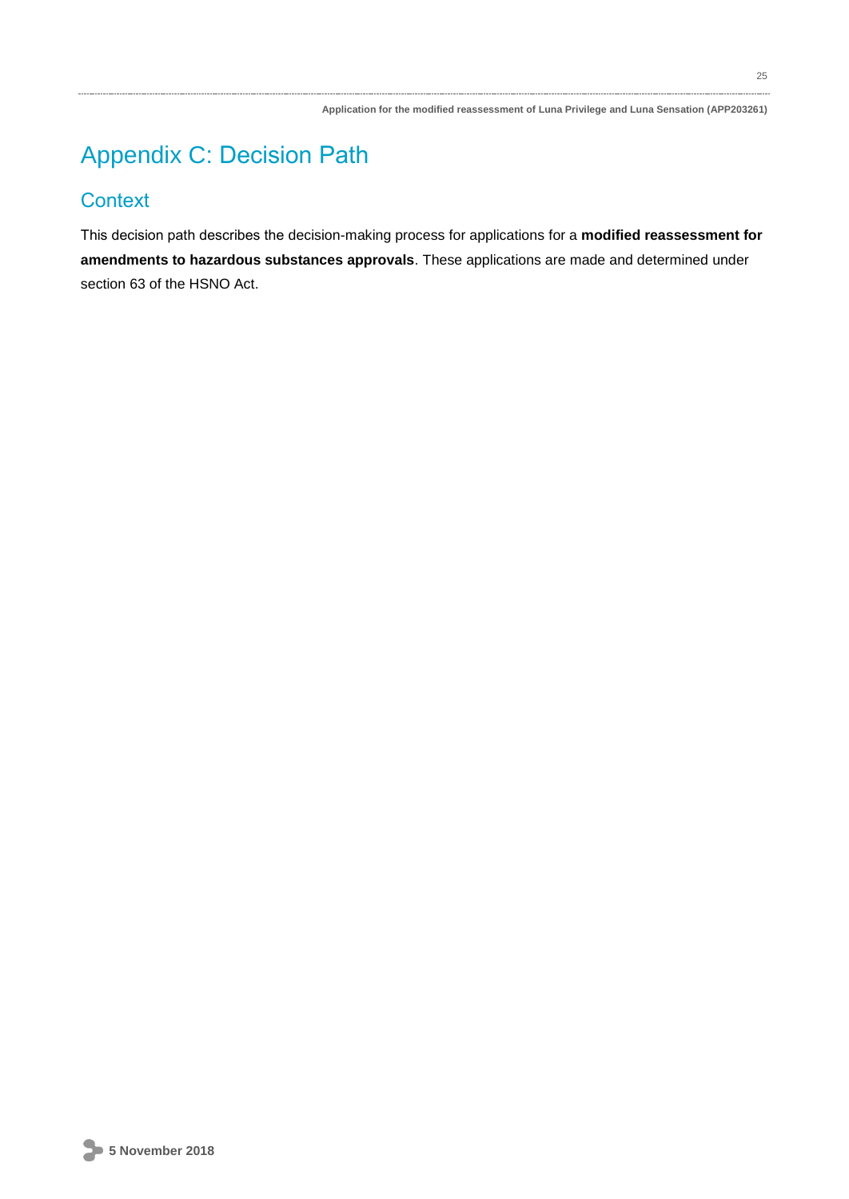# Appendix C: Decision Path

## Context

This decision path describes the decision-making process for applications for a **modified reassessment for amendments to hazardous substances approvals**. These applications are made and determined under section 63 of the HSNO Act.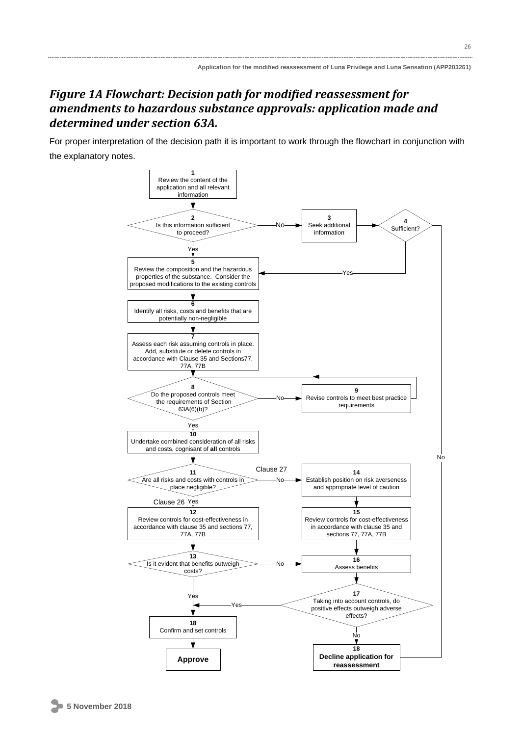## *Figure 1A Flowchart: Decision path for modified reassessment for amendments to hazardous substance approvals: application made and determined under section 63A.*

For proper interpretation of the decision path it is important to work through the flowchart in conjunction with the explanatory notes.

**1** Review the content of the application and all relevant information

**2** Is this information sufficient to proceed?
- Yes → 5
- No → 3

**3** Seek additional information → 4

**4** Sufficient?
- Yes → 5
- No → 18 (Decline application for reassessment)

**5** Review the composition and the hazardous properties of the substance. Consider the proposed modifications to the existing controls

**6** Identify all risks, costs and benefits that are potentially non-negligible

**7** Assess each risk assuming controls in place. Add, substitute or delete controls in accordance with Clause 35 and Sections77, 77A, 77B

**8** Do the proposed controls meet the requirements of Section 63A(6)(b)?
- Yes → 10
- No → 9

**9** Revise controls to meet best practice requirements → 8

**10** Undertake combined consideration of all risks and costs, cognisant of **all** controls

**11** Are all risks and costs with controls in place negligible?
- Yes (Clause 26) → 12
- No (Clause 27) → 14

**12** Review controls for cost-effectiveness in accordance with clause 35 and sections 77, 77A, 77B

**13** Is it evident that benefits outweigh costs?
- Yes → 18 (Confirm and set controls)
- No → 16

**14** Establish position on risk averseness and appropriate level of caution

**15** Review controls for cost-effectiveness in accordance with clause 35 and sections 77, 77A, 77B

**16** Assess benefits

**17** Taking into account controls, do positive effects outweigh adverse effects?
- Yes → 18 (Confirm and set controls)
- No → 18 (Decline application for reassessment)

**18** Confirm and set controls → **Approve**

**18** **Decline application for reassessment**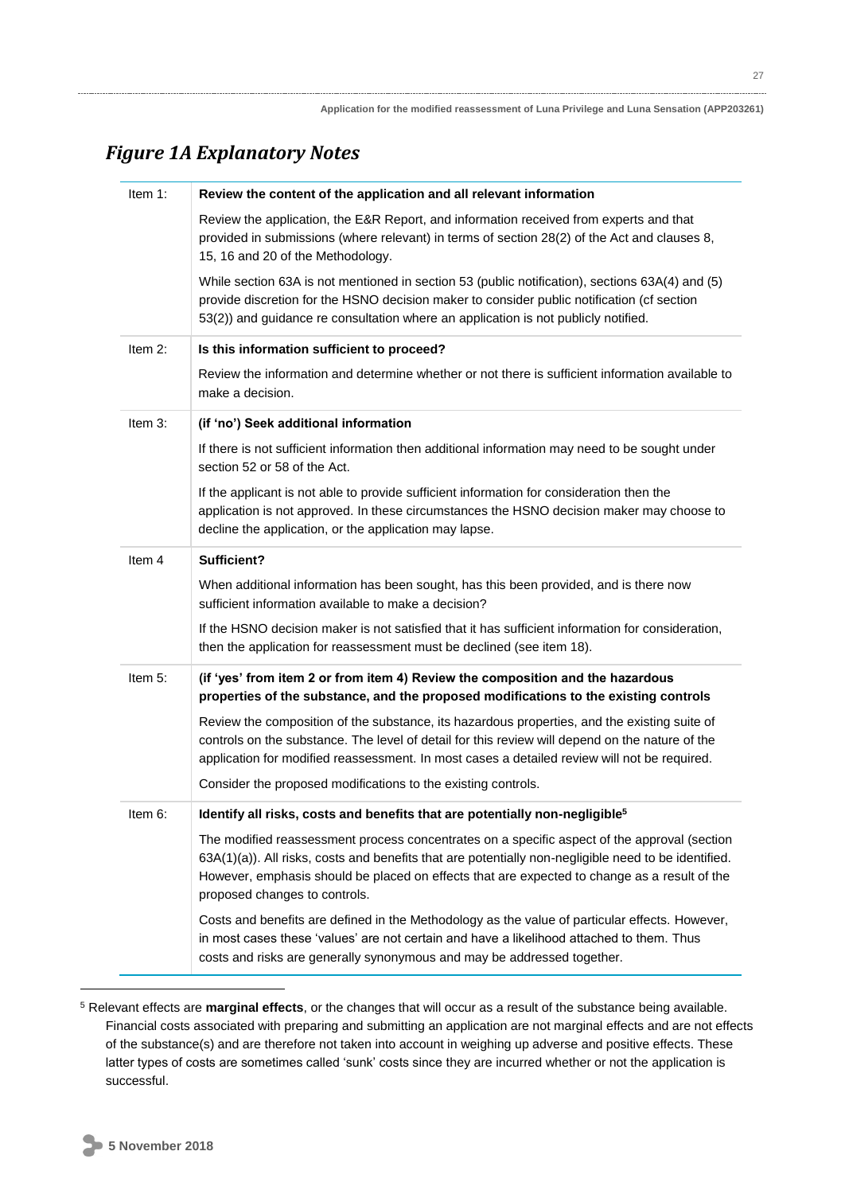## *Figure 1A Explanatory Notes*

| | |
|---|---|
| Item 1: | **Review the content of the application and all relevant information**<br><br>Review the application, the E&R Report, and information received from experts and that provided in submissions (where relevant) in terms of section 28(2) of the Act and clauses 8, 15, 16 and 20 of the Methodology.<br><br>While section 63A is not mentioned in section 53 (public notification), sections 63A(4) and (5) provide discretion for the HSNO decision maker to consider public notification (cf section 53(2)) and guidance re consultation where an application is not publicly notified. |
| Item 2: | **Is this information sufficient to proceed?**<br><br>Review the information and determine whether or not there is sufficient information available to make a decision. |
| Item 3: | **(if 'no') Seek additional information**<br><br>If there is not sufficient information then additional information may need to be sought under section 52 or 58 of the Act.<br><br>If the applicant is not able to provide sufficient information for consideration then the application is not approved. In these circumstances the HSNO decision maker may choose to decline the application, or the application may lapse. |
| Item 4 | **Sufficient?**<br><br>When additional information has been sought, has this been provided, and is there now sufficient information available to make a decision?<br><br>If the HSNO decision maker is not satisfied that it has sufficient information for consideration, then the application for reassessment must be declined (see item 18). |
| Item 5: | **(if 'yes' from item 2 or from item 4) Review the composition and the hazardous properties of the substance, and the proposed modifications to the existing controls**<br><br>Review the composition of the substance, its hazardous properties, and the existing suite of controls on the substance. The level of detail for this review will depend on the nature of the application for modified reassessment. In most cases a detailed review will not be required.<br><br>Consider the proposed modifications to the existing controls. |
| Item 6: | **Identify all risks, costs and benefits that are potentially non-negligible[5]**<br><br>The modified reassessment process concentrates on a specific aspect of the approval (section 63A(1)(a)). All risks, costs and benefits that are potentially non-negligible need to be identified. However, emphasis should be placed on effects that are expected to change as a result of the proposed changes to controls.<br><br>Costs and benefits are defined in the Methodology as the value of particular effects. However, in most cases these 'values' are not certain and have a likelihood attached to them. Thus costs and risks are generally synonymous and may be addressed together. |

[5] Relevant effects are **marginal effects**, or the changes that will occur as a result of the substance being available. Financial costs associated with preparing and submitting an application are not marginal effects and are not effects of the substance(s) and are therefore not taken into account in weighing up adverse and positive effects. These latter types of costs are sometimes called 'sunk' costs since they are incurred whether or not the application is successful.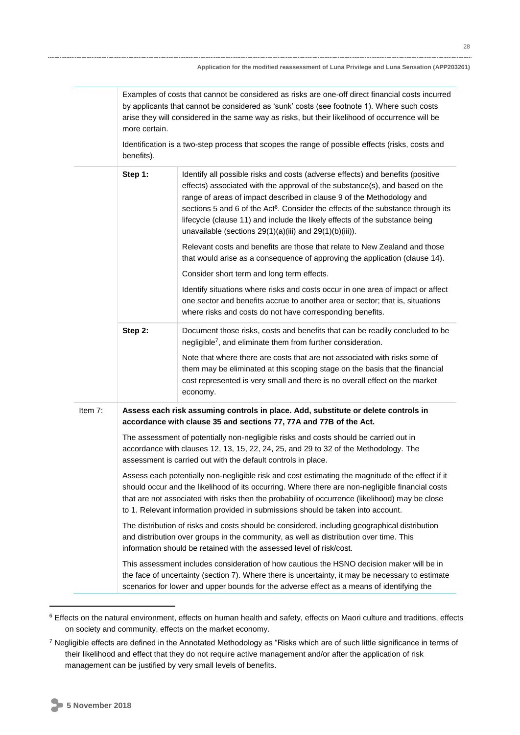| | | |
|---|---|---|
| | Examples of costs that cannot be considered as risks are one-off direct financial costs incurred by applicants that cannot be considered as 'sunk' costs (see footnote 1). Where such costs arise they will considered in the same way as risks, but their likelihood of occurrence will be more certain.<br><br>Identification is a two-step process that scopes the range of possible effects (risks, costs and benefits). | |
| | **Step 1:** | Identify all possible risks and costs (adverse effects) and benefits (positive effects) associated with the approval of the substance(s), and based on the range of areas of impact described in clause 9 of the Methodology and sections 5 and 6 of the Act[6]. Consider the effects of the substance through its lifecycle (clause 11) and include the likely effects of the substance being unavailable (sections 29(1)(a)(iii) and 29(1)(b)(iii)).<br><br>Relevant costs and benefits are those that relate to New Zealand and those that would arise as a consequence of approving the application (clause 14).<br><br>Consider short term and long term effects.<br><br>Identify situations where risks and costs occur in one area of impact or affect one sector and benefits accrue to another area or sector; that is, situations where risks and costs do not have corresponding benefits. |
| | **Step 2:** | Document those risks, costs and benefits that can be readily concluded to be negligible[7], and eliminate them from further consideration.<br><br>Note that where there are costs that are not associated with risks some of them may be eliminated at this scoping stage on the basis that the financial cost represented is very small and there is no overall effect on the market economy. |
| Item 7: | **Assess each risk assuming controls in place. Add, substitute or delete controls in accordance with clause 35 and sections 77, 77A and 77B of the Act.**<br><br>The assessment of potentially non-negligible risks and costs should be carried out in accordance with clauses 12, 13, 15, 22, 24, 25, and 29 to 32 of the Methodology. The assessment is carried out with the default controls in place.<br><br>Assess each potentially non-negligible risk and cost estimating the magnitude of the effect if it should occur and the likelihood of its occurring. Where there are non-negligible financial costs that are not associated with risks then the probability of occurrence (likelihood) may be close to 1. Relevant information provided in submissions should be taken into account.<br><br>The distribution of risks and costs should be considered, including geographical distribution and distribution over groups in the community, as well as distribution over time. This information should be retained with the assessed level of risk/cost.<br><br>This assessment includes consideration of how cautious the HSNO decision maker will be in the face of uncertainty (section 7). Where there is uncertainty, it may be necessary to estimate scenarios for lower and upper bounds for the adverse effect as a means of identifying the | |

[6] Effects on the natural environment, effects on human health and safety, effects on Maori culture and traditions, effects on society and community, effects on the market economy.

[7] Negligible effects are defined in the Annotated Methodology as "Risks which are of such little significance in terms of their likelihood and effect that they do not require active management and/or after the application of risk management can be justified by very small levels of benefits.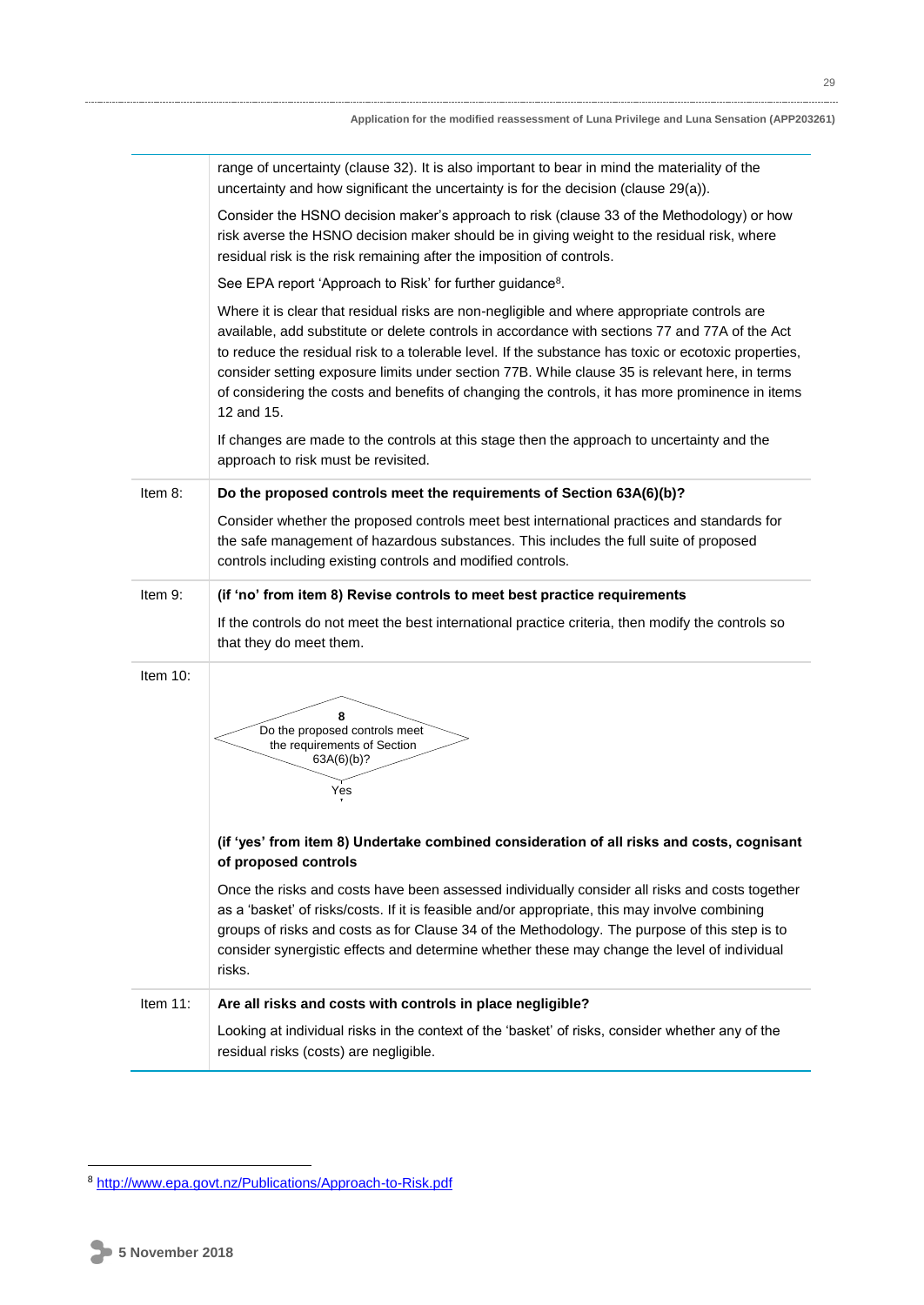| | |
|---|---|
| | range of uncertainty (clause 32). It is also important to bear in mind the materiality of the uncertainty and how significant the uncertainty is for the decision (clause 29(a)).<br><br>Consider the HSNO decision maker's approach to risk (clause 33 of the Methodology) or how risk averse the HSNO decision maker should be in giving weight to the residual risk, where residual risk is the risk remaining after the imposition of controls.<br><br>See EPA report 'Approach to Risk' for further guidance[8].<br><br>Where it is clear that residual risks are non-negligible and where appropriate controls are available, add substitute or delete controls in accordance with sections 77 and 77A of the Act to reduce the residual risk to a tolerable level. If the substance has toxic or ecotoxic properties, consider setting exposure limits under section 77B. While clause 35 is relevant here, in terms of considering the costs and benefits of changing the controls, it has more prominence in items 12 and 15.<br><br>If changes are made to the controls at this stage then the approach to uncertainty and the approach to risk must be revisited. |
| Item 8: | **Do the proposed controls meet the requirements of Section 63A(6)(b)?**<br><br>Consider whether the proposed controls meet best international practices and standards for the safe management of hazardous substances. This includes the full suite of proposed controls including existing controls and modified controls. |
| Item 9: | **(if 'no' from item 8) Revise controls to meet best practice requirements**<br><br>If the controls do not meet the best international practice criteria, then modify the controls so that they do meet them. |
| Item 10: | **8** Do the proposed controls meet the requirements of Section 63A(6)(b)? → Yes<br><br>**(if 'yes' from item 8) Undertake combined consideration of all risks and costs, cognisant of proposed controls**<br><br>Once the risks and costs have been assessed individually consider all risks and costs together as a 'basket' of risks/costs. If it is feasible and/or appropriate, this may involve combining groups of risks and costs as for Clause 34 of the Methodology. The purpose of this step is to consider synergistic effects and determine whether these may change the level of individual risks. |
| Item 11: | **Are all risks and costs with controls in place negligible?**<br><br>Looking at individual risks in the context of the 'basket' of risks, consider whether any of the residual risks (costs) are negligible. |

[8] http://www.epa.govt.nz/Publications/Approach-to-Risk.pdf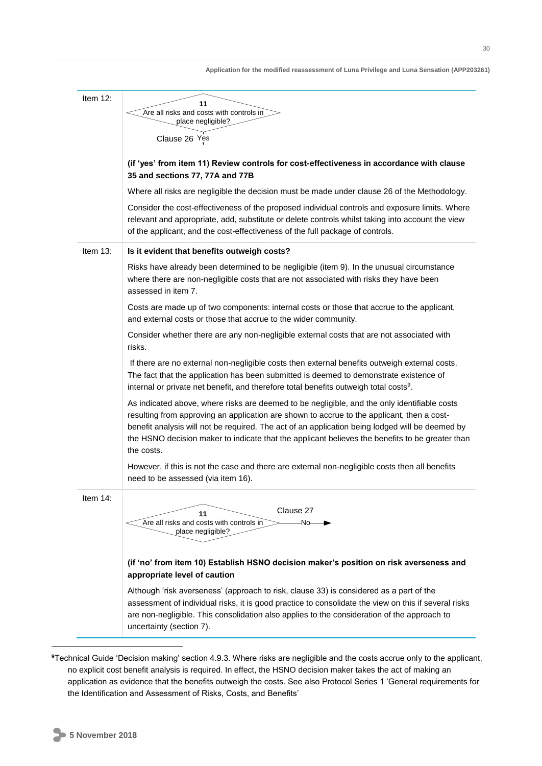| | |
|---|---|
| Item 12: | 11<br>Are all risks and costs with controls in place negligible?<br>Clause 26 Yes<br><br>**(if 'yes' from item 11) Review controls for cost-effectiveness in accordance with clause 35 and sections 77, 77A and 77B**<br><br>Where all risks are negligible the decision must be made under clause 26 of the Methodology.<br><br>Consider the cost-effectiveness of the proposed individual controls and exposure limits. Where relevant and appropriate, add, substitute or delete controls whilst taking into account the view of the applicant, and the cost-effectiveness of the full package of controls. |
| Item 13: | **Is it evident that benefits outweigh costs?**<br><br>Risks have already been determined to be negligible (item 9). In the unusual circumstance where there are non-negligible costs that are not associated with risks they have been assessed in item 7.<br><br>Costs are made up of two components: internal costs or those that accrue to the applicant, and external costs or those that accrue to the wider community.<br><br>Consider whether there are any non-negligible external costs that are not associated with risks.<br><br>If there are no external non-negligible costs then external benefits outweigh external costs. The fact that the application has been submitted is deemed to demonstrate existence of internal or private net benefit, and therefore total benefits outweigh total costs[9].<br><br>As indicated above, where risks are deemed to be negligible, and the only identifiable costs resulting from approving an application are shown to accrue to the applicant, then a cost-benefit analysis will not be required. The act of an application being lodged will be deemed by the HSNO decision maker to indicate that the applicant believes the benefits to be greater than the costs.<br><br>However, if this is not the case and there are external non-negligible costs then all benefits need to be assessed (via item 16). |
| Item 14: | 11<br>Are all risks and costs with controls in place negligible?<br>Clause 27 No →<br><br>**(if 'no' from item 10) Establish HSNO decision maker's position on risk averseness and appropriate level of caution**<br><br>Although 'risk averseness' (approach to risk, clause 33) is considered as a part of the assessment of individual risks, it is good practice to consolidate the view on this if several risks are non-negligible. This consolidation also applies to the consideration of the approach to uncertainty (section 7). |

[9]Technical Guide 'Decision making' section 4.9.3. Where risks are negligible and the costs accrue only to the applicant, no explicit cost benefit analysis is required. In effect, the HSNO decision maker takes the act of making an application as evidence that the benefits outweigh the costs. See also Protocol Series 1 'General requirements for the Identification and Assessment of Risks, Costs, and Benefits'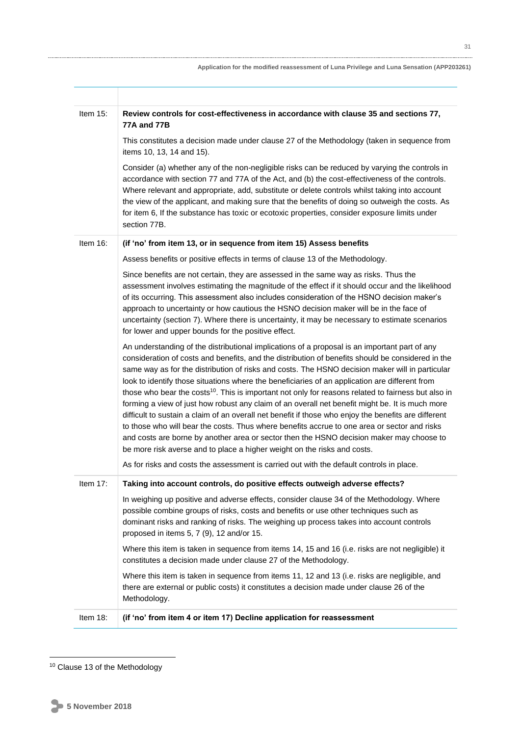| | |
|---|---|
| Item 15: | **Review controls for cost-effectiveness in accordance with clause 35 and sections 77, 77A and 77B**<br><br>This constitutes a decision made under clause 27 of the Methodology (taken in sequence from items 10, 13, 14 and 15).<br><br>Consider (a) whether any of the non-negligible risks can be reduced by varying the controls in accordance with section 77 and 77A of the Act, and (b) the cost-effectiveness of the controls. Where relevant and appropriate, add, substitute or delete controls whilst taking into account the view of the applicant, and making sure that the benefits of doing so outweigh the costs. As for item 6, If the substance has toxic or ecotoxic properties, consider exposure limits under section 77B. |
| Item 16: | **(if 'no' from item 13, or in sequence from item 15) Assess benefits**<br><br>Assess benefits or positive effects in terms of clause 13 of the Methodology.<br><br>Since benefits are not certain, they are assessed in the same way as risks. Thus the assessment involves estimating the magnitude of the effect if it should occur and the likelihood of its occurring. This assessment also includes consideration of the HSNO decision maker's approach to uncertainty or how cautious the HSNO decision maker will be in the face of uncertainty (section 7). Where there is uncertainty, it may be necessary to estimate scenarios for lower and upper bounds for the positive effect.<br><br>An understanding of the distributional implications of a proposal is an important part of any consideration of costs and benefits, and the distribution of benefits should be considered in the same way as for the distribution of risks and costs. The HSNO decision maker will in particular look to identify those situations where the beneficiaries of an application are different from those who bear the costs[10]. This is important not only for reasons related to fairness but also in forming a view of just how robust any claim of an overall net benefit might be. It is much more difficult to sustain a claim of an overall net benefit if those who enjoy the benefits are different to those who will bear the costs. Thus where benefits accrue to one area or sector and risks and costs are borne by another area or sector then the HSNO decision maker may choose to be more risk averse and to place a higher weight on the risks and costs.<br><br>As for risks and costs the assessment is carried out with the default controls in place. |
| Item 17: | **Taking into account controls, do positive effects outweigh adverse effects?**<br><br>In weighing up positive and adverse effects, consider clause 34 of the Methodology. Where possible combine groups of risks, costs and benefits or use other techniques such as dominant risks and ranking of risks. The weighing up process takes into account controls proposed in items 5, 7 (9), 12 and/or 15.<br><br>Where this item is taken in sequence from items 14, 15 and 16 (i.e. risks are not negligible) it constitutes a decision made under clause 27 of the Methodology.<br><br>Where this item is taken in sequence from items 11, 12 and 13 (i.e. risks are negligible, and there are external or public costs) it constitutes a decision made under clause 26 of the Methodology. |
| Item 18: | **(if 'no' from item 4 or item 17) Decline application for reassessment** |

[10] Clause 13 of the Methodology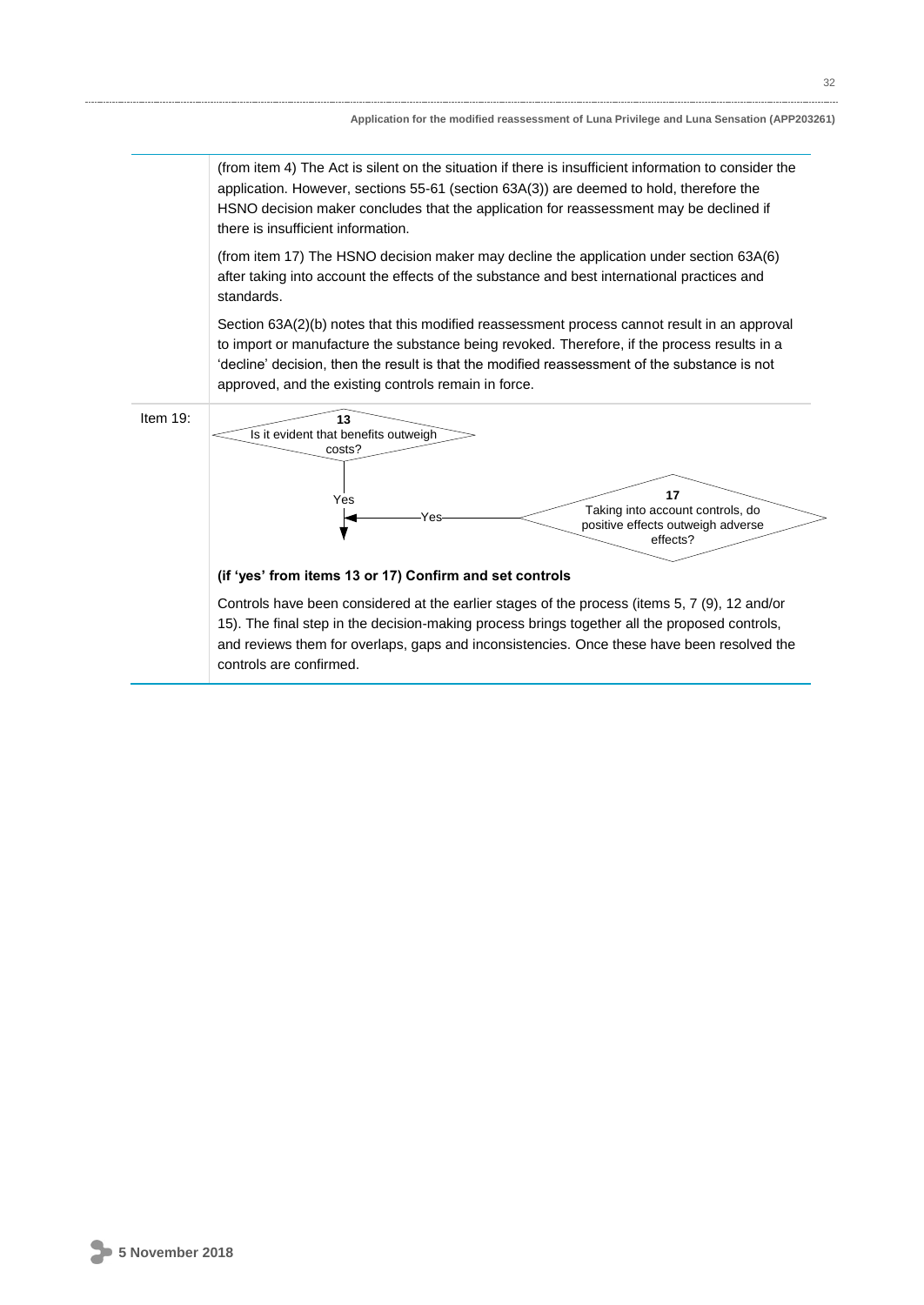(from item 4) The Act is silent on the situation if there is insufficient information to consider the application. However, sections 55-61 (section 63A(3)) are deemed to hold, therefore the HSNO decision maker concludes that the application for reassessment may be declined if there is insufficient information.

(from item 17) The HSNO decision maker may decline the application under section 63A(6) after taking into account the effects of the substance and best international practices and standards.

Section 63A(2)(b) notes that this modified reassessment process cannot result in an approval to import or manufacture the substance being revoked. Therefore, if the process results in a 'decline' decision, then the result is that the modified reassessment of the substance is not approved, and the existing controls remain in force.

Item 19:

**13**
Is it evident that benefits outweigh costs?

Yes

Yes

**17**
Taking into account controls, do positive effects outweigh adverse effects?

**(if 'yes' from items 13 or 17) Confirm and set controls**

Controls have been considered at the earlier stages of the process (items 5, 7 (9), 12 and/or 15). The final step in the decision-making process brings together all the proposed controls, and reviews them for overlaps, gaps and inconsistencies. Once these have been resolved the controls are confirmed.